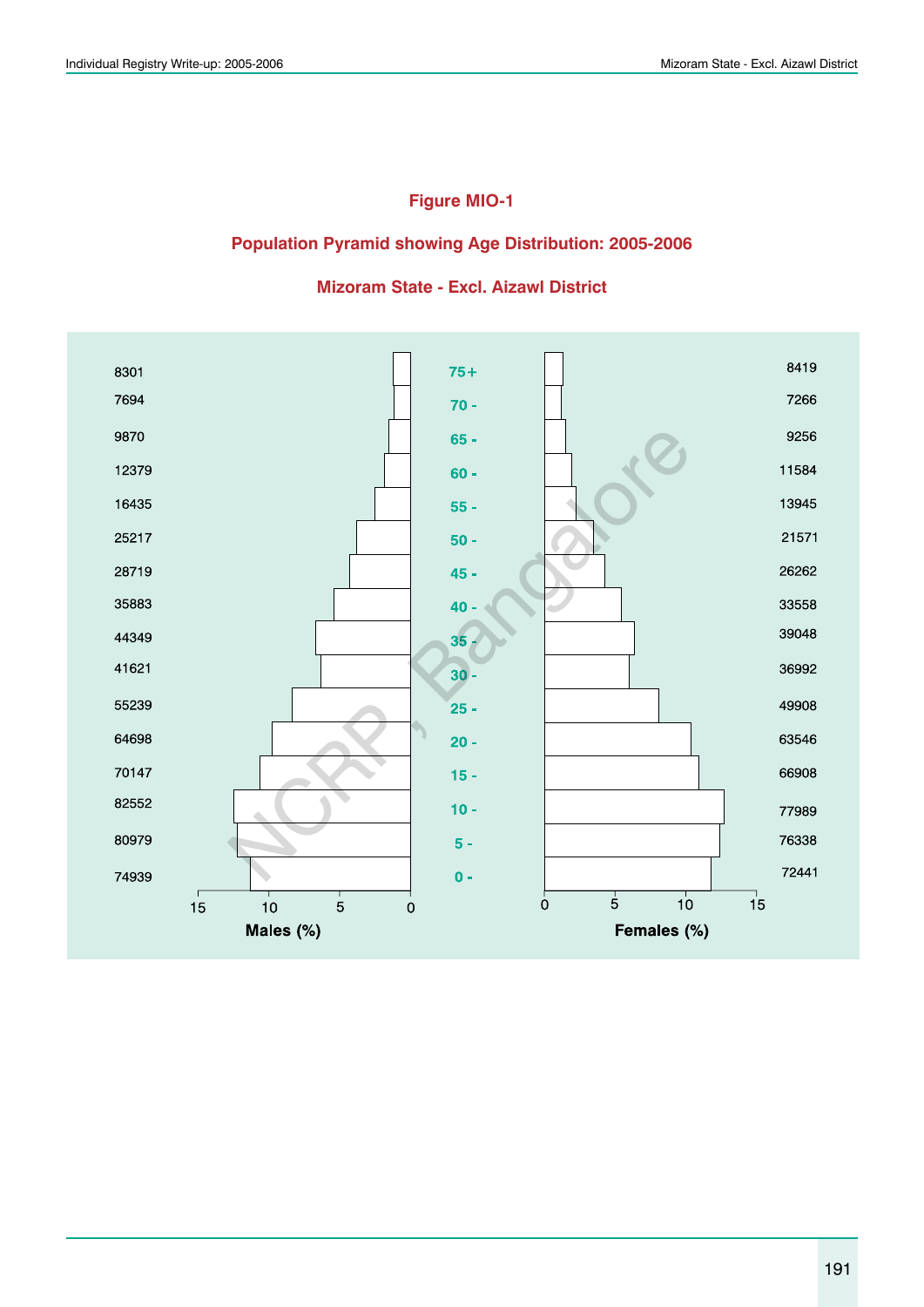# Figure MIO-1

## Population Pyramid showing Age Distribution: 2005-2006

## Mizoram State - Excl. Aizawl District

| Males | Age | Females |
|---|---|---|
| 8301 | 75+ | 8419 |
| 7694 | 70 - | 7266 |
| 9870 | 65 - | 9256 |
| 12379 | 60 - | 11584 |
| 16435 | 55 - | 13945 |
| 25217 | 50 - | 21571 |
| 28719 | 45 - | 26262 |
| 35883 | 40 - | 33558 |
| 44349 | 35 - | 39048 |
| 41621 | 30 - | 36992 |
| 55239 | 25 - | 49908 |
| 64698 | 20 - | 63546 |
| 70147 | 15 - | 66908 |
| 82552 | 10 - | 77989 |
| 80979 | 5 - | 76338 |
| 74939 | 0 - | 72441 |

Males (%) Females (%)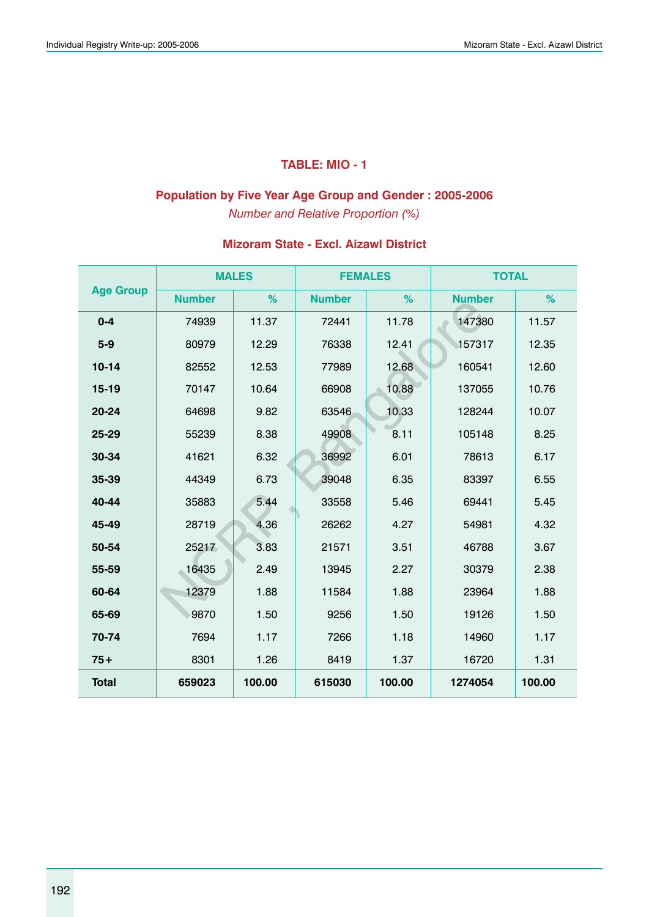## TABLE: MIO - 1

### Population by Five Year Age Group and Gender : 2005-2006

*Number and Relative Proportion (%)*

### Mizoram State - Excl. Aizawl District

| Age Group | MALES | | FEMALES | | TOTAL | |
|---|---|---|---|---|---|---|
| | Number | % | Number | % | Number | % |
| 0-4 | 74939 | 11.37 | 72441 | 11.78 | 147380 | 11.57 |
| 5-9 | 80979 | 12.29 | 76338 | 12.41 | 157317 | 12.35 |
| 10-14 | 82552 | 12.53 | 77989 | 12.68 | 160541 | 12.60 |
| 15-19 | 70147 | 10.64 | 66908 | 10.88 | 137055 | 10.76 |
| 20-24 | 64698 | 9.82 | 63546 | 10.33 | 128244 | 10.07 |
| 25-29 | 55239 | 8.38 | 49908 | 8.11 | 105148 | 8.25 |
| 30-34 | 41621 | 6.32 | 36992 | 6.01 | 78613 | 6.17 |
| 35-39 | 44349 | 6.73 | 39048 | 6.35 | 83397 | 6.55 |
| 40-44 | 35883 | 5.44 | 33558 | 5.46 | 69441 | 5.45 |
| 45-49 | 28719 | 4.36 | 26262 | 4.27 | 54981 | 4.32 |
| 50-54 | 25217 | 3.83 | 21571 | 3.51 | 46788 | 3.67 |
| 55-59 | 16435 | 2.49 | 13945 | 2.27 | 30379 | 2.38 |
| 60-64 | 12379 | 1.88 | 11584 | 1.88 | 23964 | 1.88 |
| 65-69 | 9870 | 1.50 | 9256 | 1.50 | 19126 | 1.50 |
| 70-74 | 7694 | 1.17 | 7266 | 1.18 | 14960 | 1.17 |
| 75+ | 8301 | 1.26 | 8419 | 1.37 | 16720 | 1.31 |
| **Total** | **659023** | **100.00** | **615030** | **100.00** | **1274054** | **100.00** |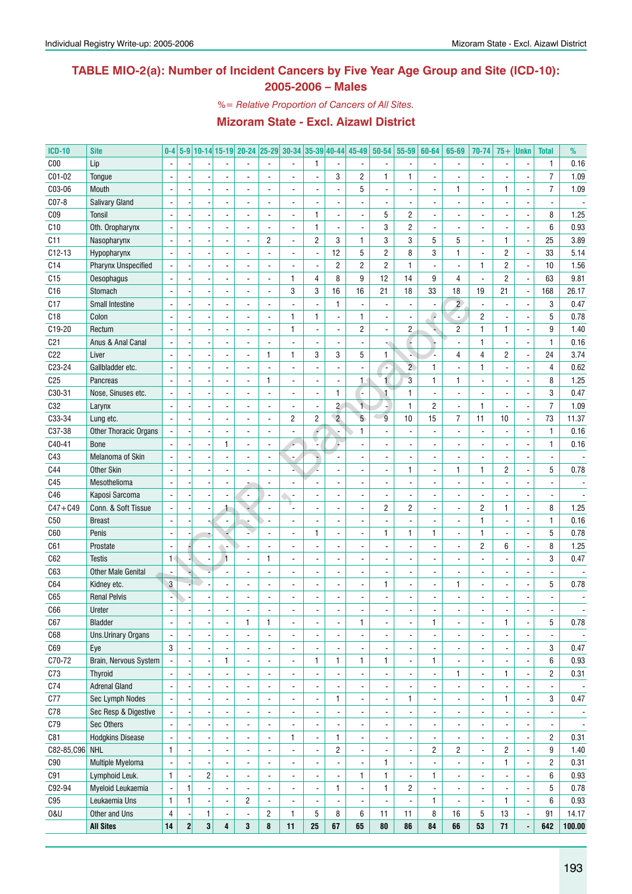## TABLE MIO-2(a): Number of Incident Cancers by Five Year Age Group and Site (ICD-10): 2005-2006 – Males

*%= Relative Proportion of Cancers of All Sites.*

### Mizoram State - Excl. Aizawl District

| ICD-10 | Site | 0-4 | 5-9 | 10-14 | 15-19 | 20-24 | 25-29 | 30-34 | 35-39 | 40-44 | 45-49 | 50-54 | 55-59 | 60-64 | 65-69 | 70-74 | 75+ | Unkn | Total | % |
|---|---|---|---|---|---|---|---|---|---|---|---|---|---|---|---|---|---|---|---|---|
| C00 | Lip | - | - | - | - | - | - | - | 1 | - | - | - | - | - | - | - | - | - | 1 | 0.16 |
| C01-02 | Tongue | - | - | - | - | - | - | - | - | 3 | 2 | 1 | 1 | - | - | - | - | - | 7 | 1.09 |
| C03-06 | Mouth | - | - | - | - | - | - | - | - | - | 5 | - | - | - | 1 | - | 1 | - | 7 | 1.09 |
| C07-8 | Salivary Gland | - | - | - | - | - | - | - | - | - | - | - | - | - | - | - | - | - | - | - |
| C09 | Tonsil | - | - | - | - | - | - | - | 1 | - | - | 5 | 2 | - | - | - | - | - | 8 | 1.25 |
| C10 | Oth. Oropharynx | - | - | - | - | - | - | - | 1 | - | - | 3 | 2 | - | - | - | - | - | 6 | 0.93 |
| C11 | Nasopharynx | - | - | - | - | - | 2 | - | 2 | 3 | 1 | 3 | 3 | 5 | 5 | - | 1 | - | 25 | 3.89 |
| C12-13 | Hypopharynx | - | - | - | - | - | - | - | - | 12 | 5 | 2 | 8 | 3 | 1 | - | 2 | - | 33 | 5.14 |
| C14 | Pharynx Unspecified | - | - | - | - | - | - | - | - | 2 | 2 | 2 | 1 | - | - | 1 | 2 | - | 10 | 1.56 |
| C15 | Oesophagus | - | - | - | - | - | - | 1 | 4 | 8 | 9 | 12 | 14 | 9 | 4 | - | 2 | - | 63 | 9.81 |
| C16 | Stomach | - | - | - | - | - | - | 3 | 3 | 16 | 16 | 21 | 18 | 33 | 18 | 19 | 21 | - | 168 | 26.17 |
| C17 | Small Intestine | - | - | - | - | - | - | - | - | 1 | - | - | - | - | 2 | - | - | - | 3 | 0.47 |
| C18 | Colon | - | - | - | - | - | - | 1 | 1 | - | 1 | - | - | - | - | 2 | - | - | 5 | 0.78 |
| C19-20 | Rectum | - | - | - | - | - | - | 1 | - | - | 2 | - | 2 | - | 2 | 1 | 1 | - | 9 | 1.40 |
| C21 | Anus & Anal Canal | - | - | - | - | - | - | - | - | - | - | - | - | - | - | 1 | - | - | 1 | 0.16 |
| C22 | Liver | - | - | - | - | - | 1 | 1 | 3 | 3 | 5 | 1 | - | - | 4 | 4 | 2 | - | 24 | 3.74 |
| C23-24 | Gallbladder etc. | - | - | - | - | - | - | - | - | - | - | - | 2 | 1 | - | 1 | - | - | 4 | 0.62 |
| C25 | Pancreas | - | - | - | - | - | 1 | - | - | - | 1 | 1 | 3 | 1 | 1 | - | - | - | 8 | 1.25 |
| C30-31 | Nose, Sinuses etc. | - | - | - | - | - | - | - | - | 1 | - | 1 | 1 | - | - | - | - | - | 3 | 0.47 |
| C32 | Larynx | - | - | - | - | - | - | - | - | 2 | 1 | - | 1 | 2 | - | 1 | - | - | 7 | 1.09 |
| C33-34 | Lung etc. | - | - | - | - | - | - | 2 | 2 | 2 | 5 | 9 | 10 | 15 | 7 | 11 | 10 | - | 73 | 11.37 |
| C37-38 | Other Thoracic Organs | - | - | - | - | - | - | - | - | - | 1 | - | - | - | - | - | - | - | 1 | 0.16 |
| C40-41 | Bone | - | - | - | 1 | - | - | - | - | - | - | - | - | - | - | - | - | - | 1 | 0.16 |
| C43 | Melanoma of Skin | - | - | - | - | - | - | - | - | - | - | - | - | - | - | - | - | - | - | - |
| C44 | Other Skin | - | - | - | - | - | - | - | - | - | - | - | 1 | - | 1 | 1 | 2 | - | 5 | 0.78 |
| C45 | Mesothelioma | - | - | - | - | - | - | - | - | - | - | - | - | - | - | - | - | - | - | - |
| C46 | Kaposi Sarcoma | - | - | - | - | - | - | - | - | - | - | - | - | - | - | - | - | - | - | - |
| C47+C49 | Conn. & Soft Tissue | - | - | - | 1 | - | - | - | - | - | - | 2 | 2 | - | - | 2 | 1 | - | 8 | 1.25 |
| C50 | Breast | - | - | - | - | - | - | - | - | - | - | - | - | - | - | 1 | - | - | 1 | 0.16 |
| C60 | Penis | - | - | - | - | - | - | - | 1 | - | - | 1 | 1 | 1 | - | 1 | - | - | 5 | 0.78 |
| C61 | Prostate | - | - | - | - | - | - | - | - | - | - | - | - | - | - | 2 | 6 | - | 8 | 1.25 |
| C62 | Testis | 1 | - | - | 1 | - | 1 | - | - | - | - | - | - | - | - | - | - | - | 3 | 0.47 |
| C63 | Other Male Genital | - | - | - | - | - | - | - | - | - | - | - | - | - | - | - | - | - | - | - |
| C64 | Kidney etc. | 3 | - | - | - | - | - | - | - | - | - | 1 | - | - | 1 | - | - | - | 5 | 0.78 |
| C65 | Renal Pelvis | - | - | - | - | - | - | - | - | - | - | - | - | - | - | - | - | - | - | - |
| C66 | Ureter | - | - | - | - | - | - | - | - | - | - | - | - | - | - | - | - | - | - | - |
| C67 | Bladder | - | - | - | - | 1 | 1 | - | - | - | 1 | - | - | 1 | - | - | 1 | - | 5 | 0.78 |
| C68 | Uns.Urinary Organs | - | - | - | - | - | - | - | - | - | - | - | - | - | - | - | - | - | - | - |
| C69 | Eye | 3 | - | - | - | - | - | - | - | - | - | - | - | - | - | - | - | - | 3 | 0.47 |
| C70-72 | Brain, Nervous System | - | - | - | 1 | - | - | - | 1 | 1 | 1 | 1 | - | 1 | - | - | - | - | 6 | 0.93 |
| C73 | Thyroid | - | - | - | - | - | - | - | - | - | - | - | - | - | 1 | - | 1 | - | 2 | 0.31 |
| C74 | Adrenal Gland | - | - | - | - | - | - | - | - | - | - | - | - | - | - | - | - | - | - | - |
| C77 | Sec Lymph Nodes | - | - | - | - | - | - | - | - | 1 | - | - | 1 | - | - | - | 1 | - | 3 | 0.47 |
| C78 | Sec Resp & Digestive | - | - | - | - | - | - | - | - | - | - | - | - | - | - | - | - | - | - | - |
| C79 | Sec Others | - | - | - | - | - | - | - | - | - | - | - | - | - | - | - | - | - | - | - |
| C81 | Hodgkins Disease | - | - | - | - | - | - | 1 | - | 1 | - | - | - | - | - | - | - | - | 2 | 0.31 |
| C82-85,C96 | NHL | 1 | - | - | - | - | - | - | - | 2 | - | - | - | 2 | 2 | - | 2 | - | 9 | 1.40 |
| C90 | Multiple Myeloma | - | - | - | - | - | - | - | - | - | - | 1 | - | - | - | - | 1 | - | 2 | 0.31 |
| C91 | Lymphoid Leuk. | 1 | - | 2 | - | - | - | - | - | - | 1 | 1 | - | 1 | - | - | - | - | 6 | 0.93 |
| C92-94 | Myeloid Leukaemia | - | 1 | - | - | - | - | - | - | 1 | - | 1 | 2 | - | - | - | - | - | 5 | 0.78 |
| C95 | Leukaemia Uns | 1 | 1 | - | - | 2 | - | - | - | - | - | - | - | 1 | - | - | 1 | - | 6 | 0.93 |
| O&U | Other and Uns | 4 | - | 1 | - | - | 2 | 1 | 5 | 8 | 6 | 11 | 11 | 8 | 16 | 5 | 13 | - | 91 | 14.17 |
| | **All Sites** | **14** | **2** | **3** | **4** | **3** | **8** | **11** | **25** | **67** | **65** | **80** | **86** | **84** | **66** | **53** | **71** | **-** | **642** | **100.00** |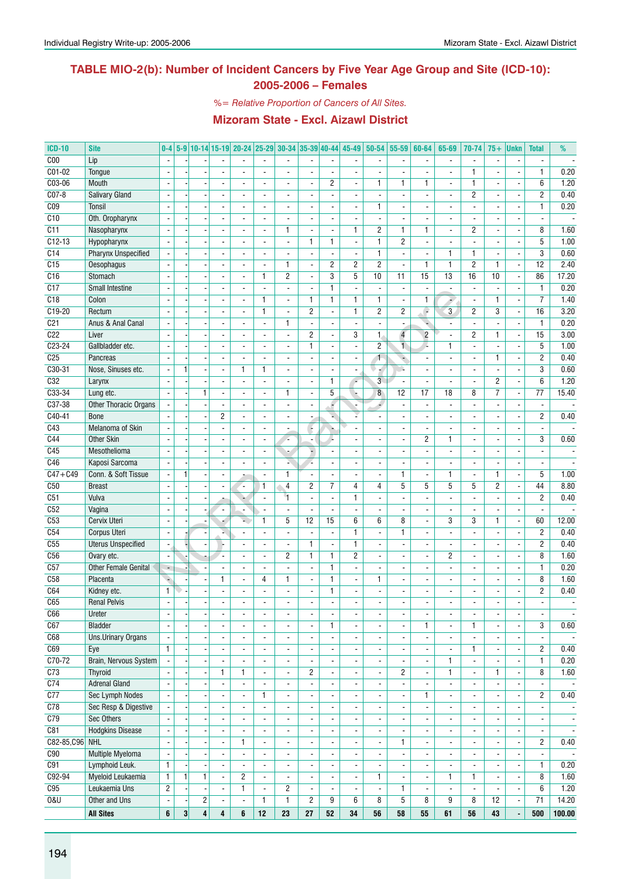## TABLE MIO-2(b): Number of Incident Cancers by Five Year Age Group and Site (ICD-10): 2005-2006 – Females

*%= Relative Proportion of Cancers of All Sites.*

### Mizoram State - Excl. Aizawl District

| ICD-10 | Site | 0-4 | 5-9 | 10-14 | 15-19 | 20-24 | 25-29 | 30-34 | 35-39 | 40-44 | 45-49 | 50-54 | 55-59 | 60-64 | 65-69 | 70-74 | 75+ | Unkn | Total | % |
|---|---|---|---|---|---|---|---|---|---|---|---|---|---|---|---|---|---|---|---|---|
| C00 | Lip | - | - | - | - | - | - | - | - | - | - | - | - | - | - | - | - | - | - | - |
| C01-02 | Tongue | - | - | - | - | - | - | - | - | - | - | - | - | - | - | 1 | - | - | 1 | 0.20 |
| C03-06 | Mouth | - | - | - | - | - | - | - | - | 2 | - | 1 | 1 | 1 | - | 1 | - | - | 6 | 1.20 |
| C07-8 | Salivary Gland | - | - | - | - | - | - | - | - | - | - | - | - | - | - | 2 | - | - | 2 | 0.40 |
| C09 | Tonsil | - | - | - | - | - | - | - | - | - | - | 1 | - | - | - | - | - | - | 1 | 0.20 |
| C10 | Oth. Oropharynx | - | - | - | - | - | - | - | - | - | - | - | - | - | - | - | - | - | - | - |
| C11 | Nasopharynx | - | - | - | - | - | - | 1 | - | - | 1 | 2 | 1 | 1 | - | 2 | - | - | 8 | 1.60 |
| C12-13 | Hypopharynx | - | - | - | - | - | - | - | 1 | 1 | - | 1 | 2 | - | - | - | - | - | 5 | 1.00 |
| C14 | Pharynx Unspecified | - | - | - | - | - | - | - | - | - | - | 1 | - | - | 1 | 1 | - | - | 3 | 0.60 |
| C15 | Oesophagus | - | - | - | - | - | - | 1 | - | 2 | 2 | 2 | - | 1 | 1 | 2 | 1 | - | 12 | 2.40 |
| C16 | Stomach | - | - | - | - | - | 1 | 2 | - | 3 | 5 | 10 | 11 | 15 | 13 | 16 | 10 | - | 86 | 17.20 |
| C17 | Small Intestine | - | - | - | - | - | - | - | - | 1 | - | - | - | - | - | - | - | - | 1 | 0.20 |
| C18 | Colon | - | - | - | - | - | 1 | - | 1 | 1 | 1 | 1 | - | 1 | - | - | 1 | - | 7 | 1.40 |
| C19-20 | Rectum | - | - | - | - | - | 1 | - | 2 | - | 1 | 2 | 2 | - | 3 | 2 | 3 | - | 16 | 3.20 |
| C21 | Anus & Anal Canal | - | - | - | - | - | - | 1 | - | - | - | - | - | - | - | - | - | - | 1 | 0.20 |
| C22 | Liver | - | - | - | - | - | - | - | 2 | - | 3 | 1 | 4 | 2 | - | 2 | 1 | - | 15 | 3.00 |
| C23-24 | Gallbladder etc. | - | - | - | - | - | - | - | 1 | - | - | 2 | 1 | - | 1 | - | - | - | 5 | 1.00 |
| C25 | Pancreas | - | - | - | - | - | - | - | - | - | - | 1 | - | - | - | - | 1 | - | 2 | 0.40 |
| C30-31 | Nose, Sinuses etc. | - | 1 | - | - | 1 | 1 | - | - | - | - | - | - | - | - | - | - | - | 3 | 0.60 |
| C32 | Larynx | - | - | - | - | - | - | - | - | 1 | - | 3 | - | - | - | - | 2 | - | 6 | 1.20 |
| C33-34 | Lung etc. | - | - | 1 | - | - | - | 1 | - | 5 | - | 8 | 12 | 17 | 18 | 8 | 7 | - | 77 | 15.40 |
| C37-38 | Other Thoracic Organs | - | - | - | - | - | - | - | - | - | - | - | - | - | - | - | - | - | - | - |
| C40-41 | Bone | - | - | - | 2 | - | - | - | - | - | - | - | - | - | - | - | - | - | 2 | 0.40 |
| C43 | Melanoma of Skin | - | - | - | - | - | - | - | - | - | - | - | - | - | - | - | - | - | - | - |
| C44 | Other Skin | - | - | - | - | - | - | - | - | - | - | - | - | 2 | 1 | - | - | - | 3 | 0.60 |
| C45 | Mesothelioma | - | - | - | - | - | - | - | - | - | - | - | - | - | - | - | - | - | - | - |
| C46 | Kaposi Sarcoma | - | - | - | - | - | - | - | - | - | - | - | - | - | - | - | - | - | - | - |
| C47+C49 | Conn. & Soft Tissue | - | 1 | - | - | - | - | 1 | - | - | - | - | 1 | - | 1 | - | 1 | - | 5 | 1.00 |
| C50 | Breast | - | - | - | - | - | 1 | 4 | 2 | 7 | 4 | 4 | 5 | 5 | 5 | 5 | 2 | - | 44 | 8.80 |
| C51 | Vulva | - | - | - | - | - | - | 1 | - | - | 1 | - | - | - | - | - | - | - | 2 | 0.40 |
| C52 | Vagina | - | - | - | - | - | - | - | - | - | - | - | - | - | - | - | - | - | - | - |
| C53 | Cervix Uteri | - | - | - | - | - | 1 | 5 | 12 | 15 | 6 | 6 | 8 | - | 3 | 3 | 1 | - | 60 | 12.00 |
| C54 | Corpus Uteri | - | - | - | - | - | - | - | - | - | 1 | - | 1 | - | - | - | - | - | 2 | 0.40 |
| C55 | Uterus Unspecified | - | - | - | - | - | - | - | 1 | - | 1 | - | - | - | - | - | - | - | 2 | 0.40 |
| C56 | Ovary etc. | - | - | - | - | - | - | 2 | 1 | 1 | 2 | - | - | - | 2 | - | - | - | 8 | 1.60 |
| C57 | Other Female Genital | - | - | - | - | - | - | - | - | 1 | - | - | - | - | - | - | - | - | 1 | 0.20 |
| C58 | Placenta | - | - | - | 1 | - | 4 | 1 | - | 1 | - | 1 | - | - | - | - | - | - | 8 | 1.60 |
| C64 | Kidney etc. | 1 | - | - | - | - | - | - | - | 1 | - | - | - | - | - | - | - | - | 2 | 0.40 |
| C65 | Renal Pelvis | - | - | - | - | - | - | - | - | - | - | - | - | - | - | - | - | - | - | - |
| C66 | Ureter | - | - | - | - | - | - | - | - | - | - | - | - | - | - | - | - | - | - | - |
| C67 | Bladder | - | - | - | - | - | - | - | - | 1 | - | - | - | 1 | - | 1 | - | - | 3 | 0.60 |
| C68 | Uns.Urinary Organs | - | - | - | - | - | - | - | - | - | - | - | - | - | - | - | - | - | - | - |
| C69 | Eye | 1 | - | - | - | - | - | - | - | - | - | - | - | - | - | 1 | - | - | 2 | 0.40 |
| C70-72 | Brain, Nervous System | - | - | - | - | - | - | - | - | - | - | - | - | - | 1 | - | - | - | 1 | 0.20 |
| C73 | Thyroid | - | - | - | 1 | 1 | - | - | 2 | - | - | - | 2 | - | 1 | - | 1 | - | 8 | 1.60 |
| C74 | Adrenal Gland | - | - | - | - | - | - | - | - | - | - | - | - | - | - | - | - | - | - | - |
| C77 | Sec Lymph Nodes | - | - | - | - | - | 1 | - | - | - | - | - | - | 1 | - | - | - | - | 2 | 0.40 |
| C78 | Sec Resp & Digestive | - | - | - | - | - | - | - | - | - | - | - | - | - | - | - | - | - | - | - |
| C79 | Sec Others | - | - | - | - | - | - | - | - | - | - | - | - | - | - | - | - | - | - | - |
| C81 | Hodgkins Disease | - | - | - | - | - | - | - | - | - | - | - | - | - | - | - | - | - | - | - |
| C82-85,C96 | NHL | - | - | - | - | 1 | - | - | - | - | - | - | 1 | - | - | - | - | - | 2 | 0.40 |
| C90 | Multiple Myeloma | - | - | - | - | - | - | - | - | - | - | - | - | - | - | - | - | - | - | - |
| C91 | Lymphoid Leuk. | 1 | - | - | - | - | - | - | - | - | - | - | - | - | - | - | - | - | 1 | 0.20 |
| C92-94 | Myeloid Leukaemia | 1 | 1 | 1 | - | 2 | - | - | - | - | - | 1 | - | - | 1 | 1 | - | - | 8 | 1.60 |
| C95 | Leukaemia Uns | 2 | - | - | - | 1 | - | 2 | - | - | - | - | 1 | - | - | - | - | - | 6 | 1.20 |
| O&U | Other and Uns | - | - | 2 | - | - | 1 | 1 | 2 | 9 | 6 | 8 | 5 | 8 | 9 | 8 | 12 | - | 71 | 14.20 |
| | **All Sites** | **6** | **3** | **4** | **4** | **6** | **12** | **23** | **27** | **52** | **34** | **56** | **58** | **55** | **61** | **56** | **43** | **-** | **500** | **100.00** |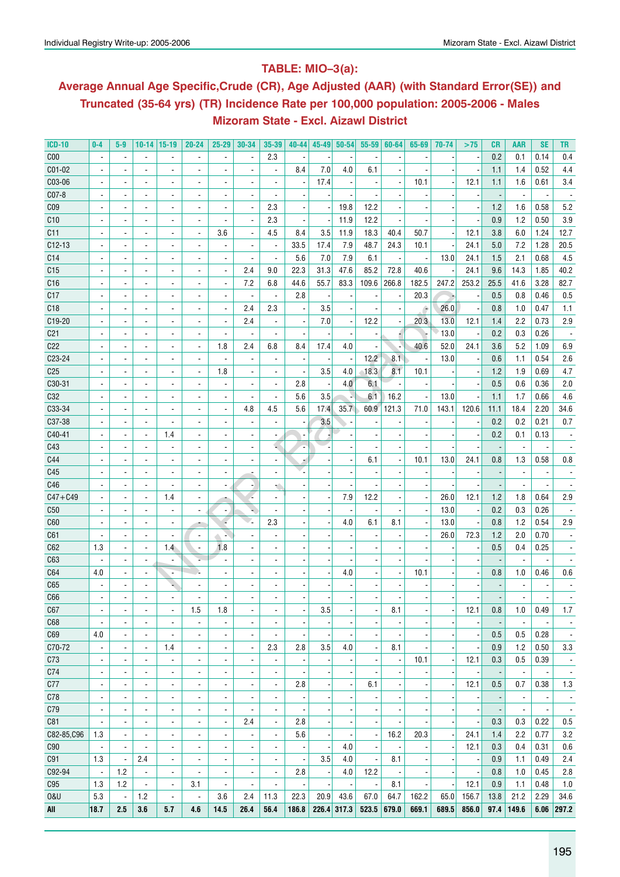## TABLE: MIO–3(a):

## Average Annual Age Specific,Crude (CR), Age Adjusted (AAR) (with Standard Error(SE)) and Truncated (35-64 yrs) (TR) Incidence Rate per 100,000 population: 2005-2006 - Males Mizoram State - Excl. Aizawl District

| ICD-10 | 0-4 | 5-9 | 10-14 | 15-19 | 20-24 | 25-29 | 30-34 | 35-39 | 40-44 | 45-49 | 50-54 | 55-59 | 60-64 | 65-69 | 70-74 | >75 | CR | AAR | SE | TR |
|---|---|---|---|---|---|---|---|---|---|---|---|---|---|---|---|---|---|---|---|---|
| C00 | - | - | - | - | - | - | - | 2.3 | - | - | - | - | - | - | - | - | 0.2 | 0.1 | 0.14 | 0.4 |
| C01-02 | - | - | - | - | - | - | - | - | 8.4 | 7.0 | 4.0 | 6.1 | - | - | - | - | 1.1 | 1.4 | 0.52 | 4.4 |
| C03-06 | - | - | - | - | - | - | - | - | - | 17.4 | - | - | - | 10.1 | - | 12.1 | 1.1 | 1.6 | 0.61 | 3.4 |
| C07-8 | - | - | - | - | - | - | - | - | - | - | - | - | - | - | - | - | - | - | - | - |
| C09 | - | - | - | - | - | - | - | 2.3 | - | - | 19.8 | 12.2 | - | - | - | - | 1.2 | 1.6 | 0.58 | 5.2 |
| C10 | - | - | - | - | - | - | - | 2.3 | - | - | 11.9 | 12.2 | - | - | - | - | 0.9 | 1.2 | 0.50 | 3.9 |
| C11 | - | - | - | - | - | 3.6 | - | 4.5 | 8.4 | 3.5 | 11.9 | 18.3 | 40.4 | 50.7 | - | 12.1 | 3.8 | 6.0 | 1.24 | 12.7 |
| C12-13 | - | - | - | - | - | - | - | - | 33.5 | 17.4 | 7.9 | 48.7 | 24.3 | 10.1 | - | 24.1 | 5.0 | 7.2 | 1.28 | 20.5 |
| C14 | - | - | - | - | - | - | - | - | 5.6 | 7.0 | 7.9 | 6.1 | - | - | 13.0 | 24.1 | 1.5 | 2.1 | 0.68 | 4.5 |
| C15 | - | - | - | - | - | - | 2.4 | 9.0 | 22.3 | 31.3 | 47.6 | 85.2 | 72.8 | 40.6 | - | 24.1 | 9.6 | 14.3 | 1.85 | 40.2 |
| C16 | - | - | - | - | - | - | 7.2 | 6.8 | 44.6 | 55.7 | 83.3 | 109.6 | 266.8 | 182.5 | 247.2 | 253.2 | 25.5 | 41.6 | 3.28 | 82.7 |
| C17 | - | - | - | - | - | - | - | - | 2.8 | - | - | - | - | 20.3 | - | - | 0.5 | 0.8 | 0.46 | 0.5 |
| C18 | - | - | - | - | - | - | 2.4 | 2.3 | - | 3.5 | - | - | - | - | 26.0 | - | 0.8 | 1.0 | 0.47 | 1.1 |
| C19-20 | - | - | - | - | - | - | 2.4 | - | - | 7.0 | - | 12.2 | - | 20.3 | 13.0 | 12.1 | 1.4 | 2.2 | 0.73 | 2.9 |
| C21 | - | - | - | - | - | - | - | - | - | - | - | - | - | - | 13.0 | - | 0.2 | 0.3 | 0.26 | - |
| C22 | - | - | - | - | - | 1.8 | 2.4 | 6.8 | 8.4 | 17.4 | 4.0 | - | - | 40.6 | 52.0 | 24.1 | 3.6 | 5.2 | 1.09 | 6.9 |
| C23-24 | - | - | - | - | - | - | - | - | - | - | - | 12.2 | 8.1 | - | 13.0 | - | 0.6 | 1.1 | 0.54 | 2.6 |
| C25 | - | - | - | - | - | 1.8 | - | - | - | 3.5 | 4.0 | 18.3 | 8.1 | 10.1 | - | - | 1.2 | 1.9 | 0.69 | 4.7 |
| C30-31 | - | - | - | - | - | - | - | - | 2.8 | - | 4.0 | 6.1 | - | - | - | - | 0.5 | 0.6 | 0.36 | 2.0 |
| C32 | - | - | - | - | - | - | - | - | 5.6 | 3.5 | - | 6.1 | 16.2 | - | 13.0 | - | 1.1 | 1.7 | 0.66 | 4.6 |
| C33-34 | - | - | - | - | - | - | 4.8 | 4.5 | 5.6 | 17.4 | 35.7 | 60.9 | 121.3 | 71.0 | 143.1 | 120.6 | 11.1 | 18.4 | 2.20 | 34.6 |
| C37-38 | - | - | - | - | - | - | - | - | - | 3.5 | - | - | - | - | - | - | 0.2 | 0.2 | 0.21 | 0.7 |
| C40-41 | - | - | - | 1.4 | - | - | - | - | - | - | - | - | - | - | - | - | 0.2 | 0.1 | 0.13 | - |
| C43 | - | - | - | - | - | - | - | - | - | - | - | - | - | - | - | - | - | - | - | - |
| C44 | - | - | - | - | - | - | - | - | - | - | - | 6.1 | - | 10.1 | 13.0 | 24.1 | 0.8 | 1.3 | 0.58 | 0.8 |
| C45 | - | - | - | - | - | - | - | - | - | - | - | - | - | - | - | - | - | - | - | - |
| C46 | - | - | - | - | - | - | - | - | - | - | - | - | - | - | - | - | - | - | - | - |
| C47+C49 | - | - | - | 1.4 | - | - | - | - | - | - | 7.9 | 12.2 | - | - | 26.0 | 12.1 | 1.2 | 1.8 | 0.64 | 2.9 |
| C50 | - | - | - | - | - | - | - | - | - | - | - | - | - | - | 13.0 | - | 0.2 | 0.3 | 0.26 | - |
| C60 | - | - | - | - | - | - | - | 2.3 | - | - | 4.0 | 6.1 | 8.1 | - | 13.0 | - | 0.8 | 1.2 | 0.54 | 2.9 |
| C61 | - | - | - | - | - | - | - | - | - | - | - | - | - | - | 26.0 | 72.3 | 1.2 | 2.0 | 0.70 | - |
| C62 | 1.3 | - | - | 1.4 | - | 1.8 | - | - | - | - | - | - | - | - | - | - | 0.5 | 0.4 | 0.25 | - |
| C63 | - | - | - | - | - | - | - | - | - | - | - | - | - | - | - | - | - | - | - | - |
| C64 | 4.0 | - | - | - | - | - | - | - | - | - | 4.0 | - | - | 10.1 | - | - | 0.8 | 1.0 | 0.46 | 0.6 |
| C65 | - | - | - | - | - | - | - | - | - | - | - | - | - | - | - | - | - | - | - | - |
| C66 | - | - | - | - | - | - | - | - | - | - | - | - | - | - | - | - | - | - | - | - |
| C67 | - | - | - | - | 1.5 | 1.8 | - | - | - | 3.5 | - | - | 8.1 | - | - | 12.1 | 0.8 | 1.0 | 0.49 | 1.7 |
| C68 | - | - | - | - | - | - | - | - | - | - | - | - | - | - | - | - | - | - | - | - |
| C69 | 4.0 | - | - | - | - | - | - | - | - | - | - | - | - | - | - | - | 0.5 | 0.5 | 0.28 | - |
| C70-72 | - | - | - | 1.4 | - | - | - | 2.3 | 2.8 | 3.5 | 4.0 | - | 8.1 | - | - | - | 0.9 | 1.2 | 0.50 | 3.3 |
| C73 | - | - | - | - | - | - | - | - | - | - | - | - | - | 10.1 | - | 12.1 | 0.3 | 0.5 | 0.39 | - |
| C74 | - | - | - | - | - | - | - | - | - | - | - | - | - | - | - | - | - | - | - | - |
| C77 | - | - | - | - | - | - | - | - | 2.8 | - | - | 6.1 | - | - | - | 12.1 | 0.5 | 0.7 | 0.38 | 1.3 |
| C78 | - | - | - | - | - | - | - | - | - | - | - | - | - | - | - | - | - | - | - | - |
| C79 | - | - | - | - | - | - | - | - | - | - | - | - | - | - | - | - | - | - | - | - |
| C81 | - | - | - | - | - | - | 2.4 | - | 2.8 | - | - | - | - | - | - | - | 0.3 | 0.3 | 0.22 | 0.5 |
| C82-85,C96 | 1.3 | - | - | - | - | - | - | - | 5.6 | - | - | - | 16.2 | 20.3 | - | 24.1 | 1.4 | 2.2 | 0.77 | 3.2 |
| C90 | - | - | - | - | - | - | - | - | - | - | 4.0 | - | - | - | - | 12.1 | 0.3 | 0.4 | 0.31 | 0.6 |
| C91 | 1.3 | - | 2.4 | - | - | - | - | - | - | 3.5 | 4.0 | - | 8.1 | - | - | - | 0.9 | 1.1 | 0.49 | 2.4 |
| C92-94 | - | 1.2 | - | - | - | - | - | - | 2.8 | - | 4.0 | 12.2 | - | - | - | - | 0.8 | 1.0 | 0.45 | 2.8 |
| C95 | 1.3 | 1.2 | - | - | 3.1 | - | - | - | - | - | - | - | 8.1 | - | - | 12.1 | 0.9 | 1.1 | 0.48 | 1.0 |
| O&U | 5.3 | - | 1.2 | - | - | 3.6 | 2.4 | 11.3 | 22.3 | 20.9 | 43.6 | 67.0 | 64.7 | 162.2 | 65.0 | 156.7 | 13.8 | 21.2 | 2.29 | 34.6 |
| **All** | **18.7** | **2.5** | **3.6** | **5.7** | **4.6** | **14.5** | **26.4** | **56.4** | **186.8** | **226.4** | **317.3** | **523.5** | **679.0** | **669.1** | **689.5** | **856.0** | **97.4** | **149.6** | **6.06** | **297.2** |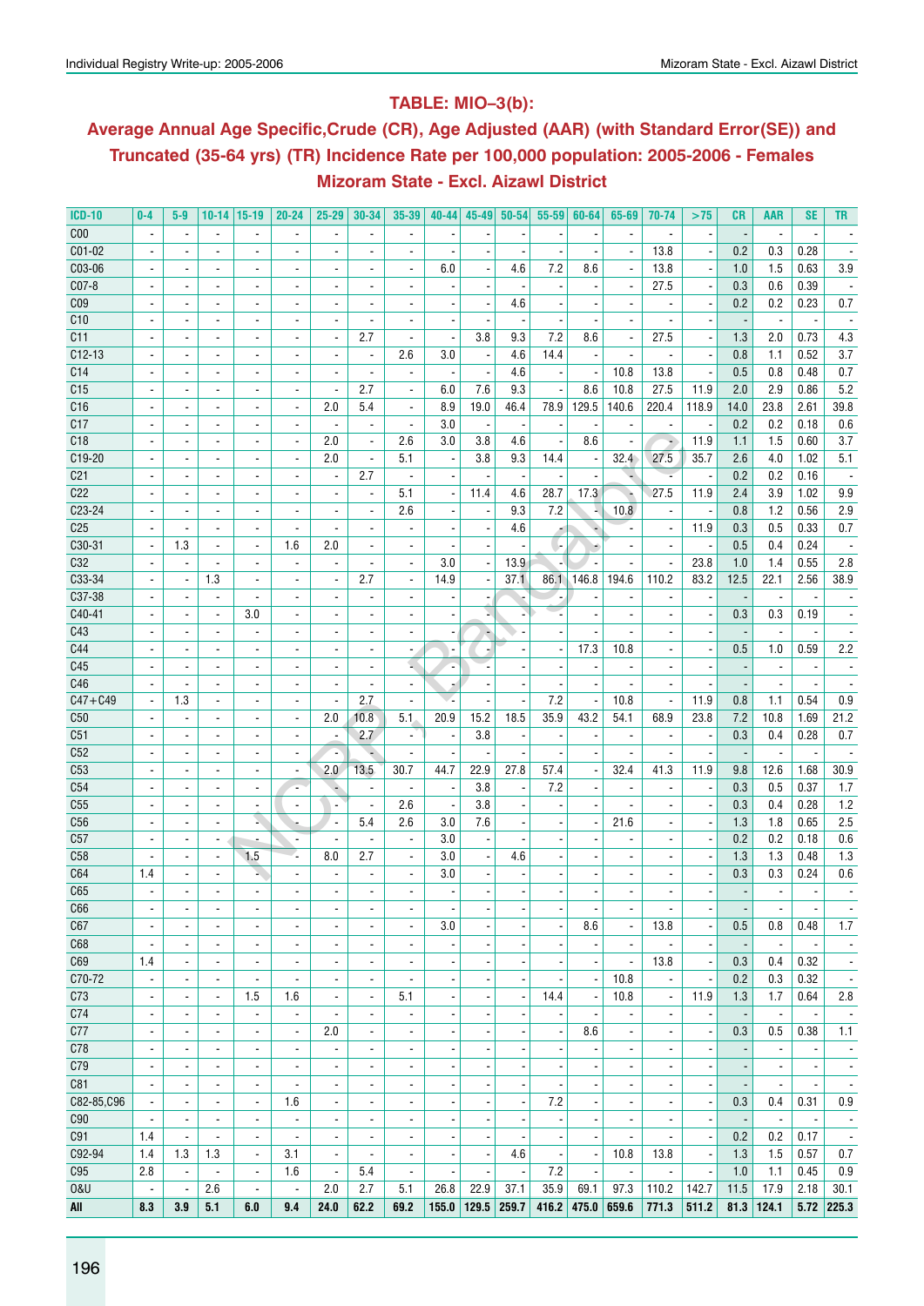## TABLE: MIO–3(b):

## Average Annual Age Specific,Crude (CR), Age Adjusted (AAR) (with Standard Error(SE)) and Truncated (35-64 yrs) (TR) Incidence Rate per 100,000 population: 2005-2006 - Females Mizoram State - Excl. Aizawl District

| ICD-10 | 0-4 | 5-9 | 10-14 | 15-19 | 20-24 | 25-29 | 30-34 | 35-39 | 40-44 | 45-49 | 50-54 | 55-59 | 60-64 | 65-69 | 70-74 | >75 | CR | AAR | SE | TR |
|---|---|---|---|---|---|---|---|---|---|---|---|---|---|---|---|---|---|---|---|---|
| C00 | - | - | - | - | - | - | - | - | - | - | - | - | - | - | - | - | - | - | - | - |
| C01-02 | - | - | - | - | - | - | - | - | - | - | - | - | - | - | 13.8 | - | 0.2 | 0.3 | 0.28 | - |
| C03-06 | - | - | - | - | - | - | - | - | 6.0 | - | 4.6 | 7.2 | 8.6 | - | 13.8 | - | 1.0 | 1.5 | 0.63 | 3.9 |
| C07-8 | - | - | - | - | - | - | - | - | - | - | - | - | - | - | 27.5 | - | 0.3 | 0.6 | 0.39 | - |
| C09 | - | - | - | - | - | - | - | - | - | - | 4.6 | - | - | - | - | - | 0.2 | 0.2 | 0.23 | 0.7 |
| C10 | - | - | - | - | - | - | - | - | - | - | - | - | - | - | - | - | - | - | - | - |
| C11 | - | - | - | - | - | - | 2.7 | - | - | 3.8 | 9.3 | 7.2 | 8.6 | - | 27.5 | - | 1.3 | 2.0 | 0.73 | 4.3 |
| C12-13 | - | - | - | - | - | - | - | 2.6 | 3.0 | - | 4.6 | 14.4 | - | - | - | - | 0.8 | 1.1 | 0.52 | 3.7 |
| C14 | - | - | - | - | - | - | - | - | - | - | 4.6 | - | - | 10.8 | 13.8 | - | 0.5 | 0.8 | 0.48 | 0.7 |
| C15 | - | - | - | - | - | - | 2.7 | - | 6.0 | 7.6 | 9.3 | - | 8.6 | 10.8 | 27.5 | 11.9 | 2.0 | 2.9 | 0.86 | 5.2 |
| C16 | - | - | - | - | - | 2.0 | 5.4 | - | 8.9 | 19.0 | 46.4 | 78.9 | 129.5 | 140.6 | 220.4 | 118.9 | 14.0 | 23.8 | 2.61 | 39.8 |
| C17 | - | - | - | - | - | - | - | - | 3.0 | - | - | - | - | - | - | - | 0.2 | 0.2 | 0.18 | 0.6 |
| C18 | - | - | - | - | - | 2.0 | - | 2.6 | 3.0 | 3.8 | 4.6 | - | 8.6 | - | - | 11.9 | 1.1 | 1.5 | 0.60 | 3.7 |
| C19-20 | - | - | - | - | - | 2.0 | - | 5.1 | - | 3.8 | 9.3 | 14.4 | - | 32.4 | 27.5 | 35.7 | 2.6 | 4.0 | 1.02 | 5.1 |
| C21 | - | - | - | - | - | - | 2.7 | - | - | - | - | - | - | - | - | - | 0.2 | 0.2 | 0.16 | - |
| C22 | - | - | - | - | - | - | - | 5.1 | - | 11.4 | 4.6 | 28.7 | 17.3 | - | 27.5 | 11.9 | 2.4 | 3.9 | 1.02 | 9.9 |
| C23-24 | - | - | - | - | - | - | - | 2.6 | - | - | 9.3 | 7.2 | - | 10.8 | - | - | 0.8 | 1.2 | 0.56 | 2.9 |
| C25 | - | - | - | - | - | - | - | - | - | - | 4.6 | - | - | - | - | 11.9 | 0.3 | 0.5 | 0.33 | 0.7 |
| C30-31 | - | 1.3 | - | - | 1.6 | 2.0 | - | - | - | - | - | - | - | - | - | - | 0.5 | 0.4 | 0.24 | - |
| C32 | - | - | - | - | - | - | - | - | 3.0 | - | 13.9 | - | - | - | - | 23.8 | 1.0 | 1.4 | 0.55 | 2.8 |
| C33-34 | - | - | 1.3 | - | - | - | 2.7 | - | 14.9 | - | 37.1 | 86.1 | 146.8 | 194.6 | 110.2 | 83.2 | 12.5 | 22.1 | 2.56 | 38.9 |
| C37-38 | - | - | - | - | - | - | - | - | - | - | - | - | - | - | - | - | - | - | - | - |
| C40-41 | - | - | - | 3.0 | - | - | - | - | - | - | - | - | - | - | - | - | 0.3 | 0.3 | 0.19 | - |
| C43 | - | - | - | - | - | - | - | - | - | - | - | - | - | - | - | - | - | - | - | - |
| C44 | - | - | - | - | - | - | - | - | - | - | - | - | 17.3 | 10.8 | - | - | 0.5 | 1.0 | 0.59 | 2.2 |
| C45 | - | - | - | - | - | - | - | - | - | - | - | - | - | - | - | - | - | - | - | - |
| C46 | - | - | - | - | - | - | - | - | - | - | - | - | - | - | - | - | - | - | - | - |
| C47+C49 | - | 1.3 | - | - | - | - | 2.7 | - | - | - | - | 7.2 | - | 10.8 | - | 11.9 | 0.8 | 1.1 | 0.54 | 0.9 |
| C50 | - | - | - | - | - | 2.0 | 10.8 | 5.1 | 20.9 | 15.2 | 18.5 | 35.9 | 43.2 | 54.1 | 68.9 | 23.8 | 7.2 | 10.8 | 1.69 | 21.2 |
| C51 | - | - | - | - | - | - | 2.7 | - | - | 3.8 | - | - | - | - | - | - | 0.3 | 0.4 | 0.28 | 0.7 |
| C52 | - | - | - | - | - | - | - | - | - | - | - | - | - | - | - | - | - | - | - | - |
| C53 | - | - | - | - | - | 2.0 | 13.5 | 30.7 | 44.7 | 22.9 | 27.8 | 57.4 | - | 32.4 | 41.3 | 11.9 | 9.8 | 12.6 | 1.68 | 30.9 |
| C54 | - | - | - | - | - | - | - | - | - | 3.8 | - | 7.2 | - | - | - | - | 0.3 | 0.5 | 0.37 | 1.7 |
| C55 | - | - | - | - | - | - | - | 2.6 | - | 3.8 | - | - | - | - | - | - | 0.3 | 0.4 | 0.28 | 1.2 |
| C56 | - | - | - | - | - | - | 5.4 | 2.6 | 3.0 | 7.6 | - | - | - | 21.6 | - | - | 1.3 | 1.8 | 0.65 | 2.5 |
| C57 | - | - | - | - | - | - | - | - | 3.0 | - | - | - | - | - | - | - | 0.2 | 0.2 | 0.18 | 0.6 |
| C58 | - | - | - | 1.5 | - | 8.0 | 2.7 | - | 3.0 | - | 4.6 | - | - | - | - | - | 1.3 | 1.3 | 0.48 | 1.3 |
| C64 | 1.4 | - | - | - | - | - | - | - | 3.0 | - | - | - | - | - | - | - | 0.3 | 0.3 | 0.24 | 0.6 |
| C65 | - | - | - | - | - | - | - | - | - | - | - | - | - | - | - | - | - | - | - | - |
| C66 | - | - | - | - | - | - | - | - | - | - | - | - | - | - | - | - | - | - | - | - |
| C67 | - | - | - | - | - | - | - | - | 3.0 | - | - | - | 8.6 | - | 13.8 | - | 0.5 | 0.8 | 0.48 | 1.7 |
| C68 | - | - | - | - | - | - | - | - | - | - | - | - | - | - | - | - | - | - | - | - |
| C69 | 1.4 | - | - | - | - | - | - | - | - | - | - | - | - | - | 13.8 | - | 0.3 | 0.4 | 0.32 | - |
| C70-72 | - | - | - | - | - | - | - | - | - | - | - | - | - | 10.8 | - | - | 0.2 | 0.3 | 0.32 | - |
| C73 | - | - | - | 1.5 | 1.6 | - | - | 5.1 | - | - | - | 14.4 | - | 10.8 | - | 11.9 | 1.3 | 1.7 | 0.64 | 2.8 |
| C74 | - | - | - | - | - | - | - | - | - | - | - | - | - | - | - | - | - | - | - | - |
| C77 | - | - | - | - | - | 2.0 | - | - | - | - | - | - | 8.6 | - | - | - | 0.3 | 0.5 | 0.38 | 1.1 |
| C78 | - | - | - | - | - | - | - | - | - | - | - | - | - | - | - | - | - | - | - | - |
| C79 | - | - | - | - | - | - | - | - | - | - | - | - | - | - | - | - | - | - | - | - |
| C81 | - | - | - | - | - | - | - | - | - | - | - | - | - | - | - | - | - | - | - | - |
| C82-85,C96 | - | - | - | - | 1.6 | - | - | - | - | - | - | 7.2 | - | - | - | - | 0.3 | 0.4 | 0.31 | 0.9 |
| C90 | - | - | - | - | - | - | - | - | - | - | - | - | - | - | - | - | - | - | - | - |
| C91 | 1.4 | - | - | - | - | - | - | - | - | - | - | - | - | - | - | - | 0.2 | 0.2 | 0.17 | - |
| C92-94 | 1.4 | 1.3 | 1.3 | - | 3.1 | - | - | - | - | - | 4.6 | - | - | 10.8 | 13.8 | - | 1.3 | 1.5 | 0.57 | 0.7 |
| C95 | 2.8 | - | - | - | 1.6 | - | 5.4 | - | - | - | - | 7.2 | - | - | - | - | 1.0 | 1.1 | 0.45 | 0.9 |
| O&U | - | - | 2.6 | - | - | 2.0 | 2.7 | 5.1 | 26.8 | 22.9 | 37.1 | 35.9 | 69.1 | 97.3 | 110.2 | 142.7 | 11.5 | 17.9 | 2.18 | 30.1 |
| **All** | **8.3** | **3.9** | **5.1** | **6.0** | **9.4** | **24.0** | **62.2** | **69.2** | **155.0** | **129.5** | **259.7** | **416.2** | **475.0** | **659.6** | **771.3** | **511.2** | **81.3** | **124.1** | **5.72** | **225.3** |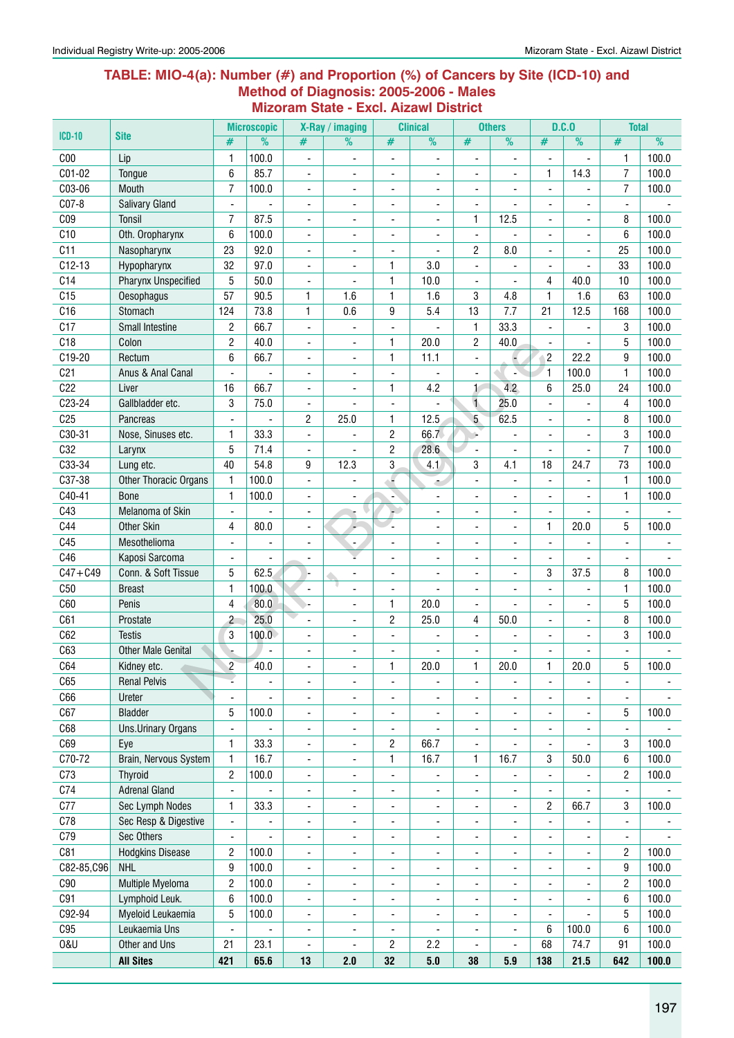## TABLE: MIO-4(a): Number (#) and Proportion (%) of Cancers by Site (ICD-10) and Method of Diagnosis: 2005-2006 - Males Mizoram State - Excl. Aizawl District

| ICD-10 | Site | Microscopic | | X-Ray / imaging | | Clinical | | Others | | D.C.O | | Total | |
|---|---|---|---|---|---|---|---|---|---|---|---|---|---|
| | | # | % | # | % | # | % | # | % | # | % | # | % |
| C00 | Lip | 1 | 100.0 | - | - | - | - | - | - | - | - | 1 | 100.0 |
| C01-02 | Tongue | 6 | 85.7 | - | - | - | - | - | - | 1 | 14.3 | 7 | 100.0 |
| C03-06 | Mouth | 7 | 100.0 | - | - | - | - | - | - | - | - | 7 | 100.0 |
| C07-8 | Salivary Gland | - | - | - | - | - | - | - | - | - | - | - | - |
| C09 | Tonsil | 7 | 87.5 | - | - | - | - | 1 | 12.5 | - | - | 8 | 100.0 |
| C10 | Oth. Oropharynx | 6 | 100.0 | - | - | - | - | - | - | - | - | 6 | 100.0 |
| C11 | Nasopharynx | 23 | 92.0 | - | - | - | - | 2 | 8.0 | - | - | 25 | 100.0 |
| C12-13 | Hypopharynx | 32 | 97.0 | - | - | 1 | 3.0 | - | - | - | - | 33 | 100.0 |
| C14 | Pharynx Unspecified | 5 | 50.0 | - | - | 1 | 10.0 | - | - | 4 | 40.0 | 10 | 100.0 |
| C15 | Oesophagus | 57 | 90.5 | 1 | 1.6 | 1 | 1.6 | 3 | 4.8 | 1 | 1.6 | 63 | 100.0 |
| C16 | Stomach | 124 | 73.8 | 1 | 0.6 | 9 | 5.4 | 13 | 7.7 | 21 | 12.5 | 168 | 100.0 |
| C17 | Small Intestine | 2 | 66.7 | - | - | - | - | 1 | 33.3 | - | - | 3 | 100.0 |
| C18 | Colon | 2 | 40.0 | - | - | 1 | 20.0 | 2 | 40.0 | - | - | 5 | 100.0 |
| C19-20 | Rectum | 6 | 66.7 | - | - | 1 | 11.1 | - | - | 2 | 22.2 | 9 | 100.0 |
| C21 | Anus & Anal Canal | - | - | - | - | - | - | - | - | 1 | 100.0 | 1 | 100.0 |
| C22 | Liver | 16 | 66.7 | - | - | 1 | 4.2 | 1 | 4.2 | 6 | 25.0 | 24 | 100.0 |
| C23-24 | Gallbladder etc. | 3 | 75.0 | - | - | - | - | 1 | 25.0 | - | - | 4 | 100.0 |
| C25 | Pancreas | - | - | 2 | 25.0 | 1 | 12.5 | 5 | 62.5 | - | - | 8 | 100.0 |
| C30-31 | Nose, Sinuses etc. | 1 | 33.3 | - | - | 2 | 66.7 | - | - | - | - | 3 | 100.0 |
| C32 | Larynx | 5 | 71.4 | - | - | 2 | 28.6 | - | - | - | - | 7 | 100.0 |
| C33-34 | Lung etc. | 40 | 54.8 | 9 | 12.3 | 3 | 4.1 | 3 | 4.1 | 18 | 24.7 | 73 | 100.0 |
| C37-38 | Other Thoracic Organs | 1 | 100.0 | - | - | - | - | - | - | - | - | 1 | 100.0 |
| C40-41 | Bone | 1 | 100.0 | - | - | - | - | - | - | - | - | 1 | 100.0 |
| C43 | Melanoma of Skin | - | - | - | - | - | - | - | - | - | - | - | - |
| C44 | Other Skin | 4 | 80.0 | - | - | - | - | - | - | 1 | 20.0 | 5 | 100.0 |
| C45 | Mesothelioma | - | - | - | - | - | - | - | - | - | - | - | - |
| C46 | Kaposi Sarcoma | - | - | - | - | - | - | - | - | - | - | - | - |
| C47+C49 | Conn. & Soft Tissue | 5 | 62.5 | - | - | - | - | - | - | 3 | 37.5 | 8 | 100.0 |
| C50 | Breast | 1 | 100.0 | - | - | - | - | - | - | - | - | 1 | 100.0 |
| C60 | Penis | 4 | 80.0 | - | - | 1 | 20.0 | - | - | - | - | 5 | 100.0 |
| C61 | Prostate | 2 | 25.0 | - | - | 2 | 25.0 | 4 | 50.0 | - | - | 8 | 100.0 |
| C62 | Testis | 3 | 100.0 | - | - | - | - | - | - | - | - | 3 | 100.0 |
| C63 | Other Male Genital | - | - | - | - | - | - | - | - | - | - | - | - |
| C64 | Kidney etc. | 2 | 40.0 | - | - | 1 | 20.0 | 1 | 20.0 | 1 | 20.0 | 5 | 100.0 |
| C65 | Renal Pelvis | - | - | - | - | - | - | - | - | - | - | - | - |
| C66 | Ureter | - | - | - | - | - | - | - | - | - | - | - | - |
| C67 | Bladder | 5 | 100.0 | - | - | - | - | - | - | - | - | 5 | 100.0 |
| C68 | Uns.Urinary Organs | - | - | - | - | - | - | - | - | - | - | - | - |
| C69 | Eye | 1 | 33.3 | - | - | 2 | 66.7 | - | - | - | - | 3 | 100.0 |
| C70-72 | Brain, Nervous System | 1 | 16.7 | - | - | 1 | 16.7 | 1 | 16.7 | 3 | 50.0 | 6 | 100.0 |
| C73 | Thyroid | 2 | 100.0 | - | - | - | - | - | - | - | - | 2 | 100.0 |
| C74 | Adrenal Gland | - | - | - | - | - | - | - | - | - | - | - | - |
| C77 | Sec Lymph Nodes | 1 | 33.3 | - | - | - | - | - | - | 2 | 66.7 | 3 | 100.0 |
| C78 | Sec Resp & Digestive | - | - | - | - | - | - | - | - | - | - | - | - |
| C79 | Sec Others | - | - | - | - | - | - | - | - | - | - | - | - |
| C81 | Hodgkins Disease | 2 | 100.0 | - | - | - | - | - | - | - | - | 2 | 100.0 |
| C82-85,C96 | NHL | 9 | 100.0 | - | - | - | - | - | - | - | - | 9 | 100.0 |
| C90 | Multiple Myeloma | 2 | 100.0 | - | - | - | - | - | - | - | - | 2 | 100.0 |
| C91 | Lymphoid Leuk. | 6 | 100.0 | - | - | - | - | - | - | - | - | 6 | 100.0 |
| C92-94 | Myeloid Leukaemia | 5 | 100.0 | - | - | - | - | - | - | - | - | 5 | 100.0 |
| C95 | Leukaemia Uns | - | - | - | - | - | - | - | - | 6 | 100.0 | 6 | 100.0 |
| O&U | Other and Uns | 21 | 23.1 | - | - | 2 | 2.2 | - | - | 68 | 74.7 | 91 | 100.0 |
| | **All Sites** | **421** | **65.6** | **13** | **2.0** | **32** | **5.0** | **38** | **5.9** | **138** | **21.5** | **642** | **100.0** |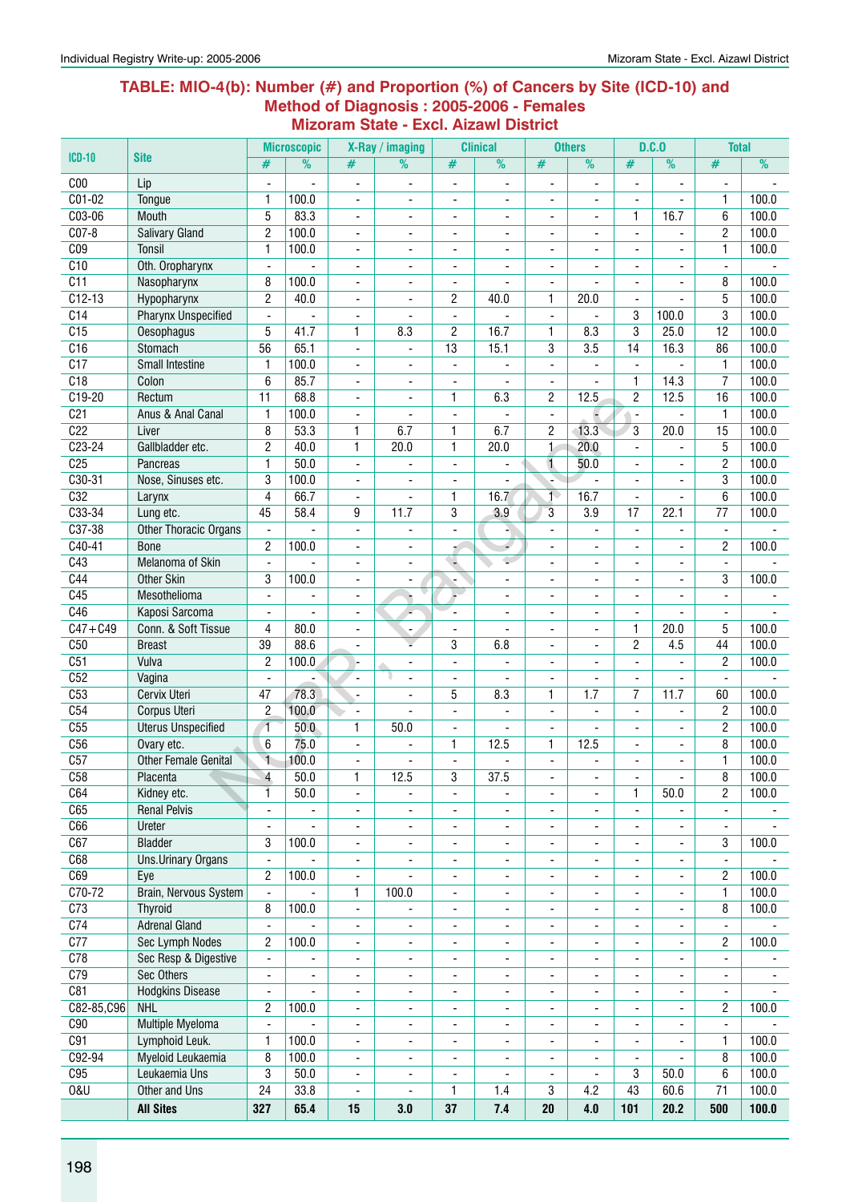## TABLE: MIO-4(b): Number (#) and Proportion (%) of Cancers by Site (ICD-10) and Method of Diagnosis : 2005-2006 - Females Mizoram State - Excl. Aizawl District

| ICD-10 | Site | Microscopic | | X-Ray / imaging | | Clinical | | Others | | D.C.O | | Total | |
|---|---|---|---|---|---|---|---|---|---|---|---|---|---|
| | | # | % | # | % | # | % | # | % | # | % | # | % |
| C00 | Lip | - | - | - | - | - | - | - | - | - | - | - | - |
| C01-02 | Tongue | 1 | 100.0 | - | - | - | - | - | - | - | - | 1 | 100.0 |
| C03-06 | Mouth | 5 | 83.3 | - | - | - | - | - | - | 1 | 16.7 | 6 | 100.0 |
| C07-8 | Salivary Gland | 2 | 100.0 | - | - | - | - | - | - | - | - | 2 | 100.0 |
| C09 | Tonsil | 1 | 100.0 | - | - | - | - | - | - | - | - | 1 | 100.0 |
| C10 | Oth. Oropharynx | - | - | - | - | - | - | - | - | - | - | - | - |
| C11 | Nasopharynx | 8 | 100.0 | - | - | - | - | - | - | - | - | 8 | 100.0 |
| C12-13 | Hypopharynx | 2 | 40.0 | - | - | 2 | 40.0 | 1 | 20.0 | - | - | 5 | 100.0 |
| C14 | Pharynx Unspecified | - | - | - | - | - | - | - | - | 3 | 100.0 | 3 | 100.0 |
| C15 | Oesophagus | 5 | 41.7 | 1 | 8.3 | 2 | 16.7 | 1 | 8.3 | 3 | 25.0 | 12 | 100.0 |
| C16 | Stomach | 56 | 65.1 | - | - | 13 | 15.1 | 3 | 3.5 | 14 | 16.3 | 86 | 100.0 |
| C17 | Small Intestine | 1 | 100.0 | - | - | - | - | - | - | - | - | 1 | 100.0 |
| C18 | Colon | 6 | 85.7 | - | - | - | - | - | - | 1 | 14.3 | 7 | 100.0 |
| C19-20 | Rectum | 11 | 68.8 | - | - | 1 | 6.3 | 2 | 12.5 | 2 | 12.5 | 16 | 100.0 |
| C21 | Anus & Anal Canal | 1 | 100.0 | - | - | - | - | - | - | - | - | 1 | 100.0 |
| C22 | Liver | 8 | 53.3 | 1 | 6.7 | 1 | 6.7 | 2 | 13.3 | 3 | 20.0 | 15 | 100.0 |
| C23-24 | Gallbladder etc. | 2 | 40.0 | 1 | 20.0 | 1 | 20.0 | 1 | 20.0 | - | - | 5 | 100.0 |
| C25 | Pancreas | 1 | 50.0 | - | - | - | - | 1 | 50.0 | - | - | 2 | 100.0 |
| C30-31 | Nose, Sinuses etc. | 3 | 100.0 | - | - | - | - | - | - | - | - | 3 | 100.0 |
| C32 | Larynx | 4 | 66.7 | - | - | 1 | 16.7 | 1 | 16.7 | - | - | 6 | 100.0 |
| C33-34 | Lung etc. | 45 | 58.4 | 9 | 11.7 | 3 | 3.9 | 3 | 3.9 | 17 | 22.1 | 77 | 100.0 |
| C37-38 | Other Thoracic Organs | - | - | - | - | - | - | - | - | - | - | - | - |
| C40-41 | Bone | 2 | 100.0 | - | - | - | - | - | - | - | - | 2 | 100.0 |
| C43 | Melanoma of Skin | - | - | - | - | - | - | - | - | - | - | - | - |
| C44 | Other Skin | 3 | 100.0 | - | - | - | - | - | - | - | - | 3 | 100.0 |
| C45 | Mesothelioma | - | - | - | - | - | - | - | - | - | - | - | - |
| C46 | Kaposi Sarcoma | - | - | - | - | - | - | - | - | - | - | - | - |
| C47+C49 | Conn. & Soft Tissue | 4 | 80.0 | - | - | - | - | - | - | 1 | 20.0 | 5 | 100.0 |
| C50 | Breast | 39 | 88.6 | - | - | 3 | 6.8 | - | - | 2 | 4.5 | 44 | 100.0 |
| C51 | Vulva | 2 | 100.0 | - | - | - | - | - | - | - | - | 2 | 100.0 |
| C52 | Vagina | - | - | - | - | - | - | - | - | - | - | - | - |
| C53 | Cervix Uteri | 47 | 78.3 | - | - | 5 | 8.3 | 1 | 1.7 | 7 | 11.7 | 60 | 100.0 |
| C54 | Corpus Uteri | 2 | 100.0 | - | - | - | - | - | - | - | - | 2 | 100.0 |
| C55 | Uterus Unspecified | 1 | 50.0 | 1 | 50.0 | - | - | - | - | - | - | 2 | 100.0 |
| C56 | Ovary etc. | 6 | 75.0 | - | - | 1 | 12.5 | 1 | 12.5 | - | - | 8 | 100.0 |
| C57 | Other Female Genital | 1 | 100.0 | - | - | - | - | - | - | - | - | 1 | 100.0 |
| C58 | Placenta | 4 | 50.0 | 1 | 12.5 | 3 | 37.5 | - | - | - | - | 8 | 100.0 |
| C64 | Kidney etc. | 1 | 50.0 | - | - | - | - | - | - | 1 | 50.0 | 2 | 100.0 |
| C65 | Renal Pelvis | - | - | - | - | - | - | - | - | - | - | - | - |
| C66 | Ureter | - | - | - | - | - | - | - | - | - | - | - | - |
| C67 | Bladder | 3 | 100.0 | - | - | - | - | - | - | - | - | 3 | 100.0 |
| C68 | Uns.Urinary Organs | - | - | - | - | - | - | - | - | - | - | - | - |
| C69 | Eye | 2 | 100.0 | - | - | - | - | - | - | - | - | 2 | 100.0 |
| C70-72 | Brain, Nervous System | - | - | 1 | 100.0 | - | - | - | - | - | - | 1 | 100.0 |
| C73 | Thyroid | 8 | 100.0 | - | - | - | - | - | - | - | - | 8 | 100.0 |
| C74 | Adrenal Gland | - | - | - | - | - | - | - | - | - | - | - | - |
| C77 | Sec Lymph Nodes | 2 | 100.0 | - | - | - | - | - | - | - | - | 2 | 100.0 |
| C78 | Sec Resp & Digestive | - | - | - | - | - | - | - | - | - | - | - | - |
| C79 | Sec Others | - | - | - | - | - | - | - | - | - | - | - | - |
| C81 | Hodgkins Disease | - | - | - | - | - | - | - | - | - | - | - | - |
| C82-85,C96 | NHL | 2 | 100.0 | - | - | - | - | - | - | - | - | 2 | 100.0 |
| C90 | Multiple Myeloma | - | - | - | - | - | - | - | - | - | - | - | - |
| C91 | Lymphoid Leuk. | 1 | 100.0 | - | - | - | - | - | - | - | - | 1 | 100.0 |
| C92-94 | Myeloid Leukaemia | 8 | 100.0 | - | - | - | - | - | - | - | - | 8 | 100.0 |
| C95 | Leukaemia Uns | 3 | 50.0 | - | - | - | - | - | - | 3 | 50.0 | 6 | 100.0 |
| O&U | Other and Uns | 24 | 33.8 | - | - | 1 | 1.4 | 3 | 4.2 | 43 | 60.6 | 71 | 100.0 |
| | **All Sites** | **327** | **65.4** | **15** | **3.0** | **37** | **7.4** | **20** | **4.0** | **101** | **20.2** | **500** | **100.0** |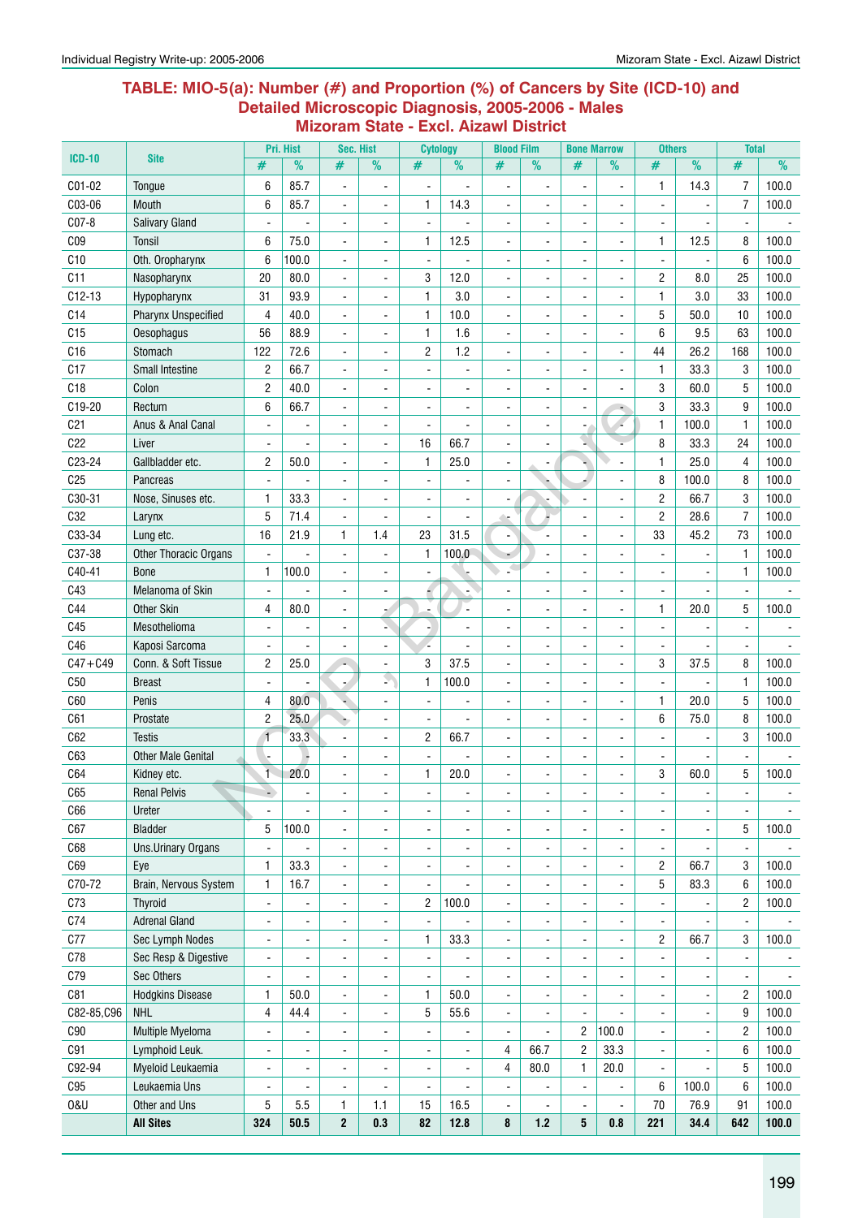## TABLE: MIO-5(a): Number (#) and Proportion (%) of Cancers by Site (ICD-10) and Detailed Microscopic Diagnosis, 2005-2006 - Males Mizoram State - Excl. Aizawl District

| ICD-10 | Site | Pri. Hist | | Sec. Hist | | Cytology | | Blood Film | | Bone Marrow | | Others | | Total | |
|---|---|---|---|---|---|---|---|---|---|---|---|---|---|---|---|
| | | # | % | # | % | # | % | # | % | # | % | # | % | # | % |
| C01-02 | Tongue | 6 | 85.7 | - | - | - | - | - | - | - | - | 1 | 14.3 | 7 | 100.0 |
| C03-06 | Mouth | 6 | 85.7 | - | - | 1 | 14.3 | - | - | - | - | - | - | 7 | 100.0 |
| C07-8 | Salivary Gland | - | - | - | - | - | - | - | - | - | - | - | - | - | - |
| C09 | Tonsil | 6 | 75.0 | - | - | 1 | 12.5 | - | - | - | - | 1 | 12.5 | 8 | 100.0 |
| C10 | Oth. Oropharynx | 6 | 100.0 | - | - | - | - | - | - | - | - | - | - | 6 | 100.0 |
| C11 | Nasopharynx | 20 | 80.0 | - | - | 3 | 12.0 | - | - | - | - | 2 | 8.0 | 25 | 100.0 |
| C12-13 | Hypopharynx | 31 | 93.9 | - | - | 1 | 3.0 | - | - | - | - | 1 | 3.0 | 33 | 100.0 |
| C14 | Pharynx Unspecified | 4 | 40.0 | - | - | 1 | 10.0 | - | - | - | - | 5 | 50.0 | 10 | 100.0 |
| C15 | Oesophagus | 56 | 88.9 | - | - | 1 | 1.6 | - | - | - | - | 6 | 9.5 | 63 | 100.0 |
| C16 | Stomach | 122 | 72.6 | - | - | 2 | 1.2 | - | - | - | - | 44 | 26.2 | 168 | 100.0 |
| C17 | Small Intestine | 2 | 66.7 | - | - | - | - | - | - | - | - | 1 | 33.3 | 3 | 100.0 |
| C18 | Colon | 2 | 40.0 | - | - | - | - | - | - | - | - | 3 | 60.0 | 5 | 100.0 |
| C19-20 | Rectum | 6 | 66.7 | - | - | - | - | - | - | - | - | 3 | 33.3 | 9 | 100.0 |
| C21 | Anus & Anal Canal | - | - | - | - | - | - | - | - | - | - | 1 | 100.0 | 1 | 100.0 |
| C22 | Liver | - | - | - | - | 16 | 66.7 | - | - | - | - | 8 | 33.3 | 24 | 100.0 |
| C23-24 | Gallbladder etc. | 2 | 50.0 | - | - | 1 | 25.0 | - | - | - | - | 1 | 25.0 | 4 | 100.0 |
| C25 | Pancreas | - | - | - | - | - | - | - | - | - | - | 8 | 100.0 | 8 | 100.0 |
| C30-31 | Nose, Sinuses etc. | 1 | 33.3 | - | - | - | - | - | - | - | - | 2 | 66.7 | 3 | 100.0 |
| C32 | Larynx | 5 | 71.4 | - | - | - | - | - | - | - | - | 2 | 28.6 | 7 | 100.0 |
| C33-34 | Lung etc. | 16 | 21.9 | 1 | 1.4 | 23 | 31.5 | - | - | - | - | 33 | 45.2 | 73 | 100.0 |
| C37-38 | Other Thoracic Organs | - | - | - | - | 1 | 100.0 | - | - | - | - | - | - | 1 | 100.0 |
| C40-41 | Bone | 1 | 100.0 | - | - | - | - | - | - | - | - | - | - | 1 | 100.0 |
| C43 | Melanoma of Skin | - | - | - | - | - | - | - | - | - | - | - | - | - | - |
| C44 | Other Skin | 4 | 80.0 | - | - | - | - | - | - | - | - | 1 | 20.0 | 5 | 100.0 |
| C45 | Mesothelioma | - | - | - | - | - | - | - | - | - | - | - | - | - | - |
| C46 | Kaposi Sarcoma | - | - | - | - | - | - | - | - | - | - | - | - | - | - |
| C47+C49 | Conn. & Soft Tissue | 2 | 25.0 | - | - | 3 | 37.5 | - | - | - | - | 3 | 37.5 | 8 | 100.0 |
| C50 | Breast | - | - | - | - | 1 | 100.0 | - | - | - | - | - | - | 1 | 100.0 |
| C60 | Penis | 4 | 80.0 | - | - | - | - | - | - | - | - | 1 | 20.0 | 5 | 100.0 |
| C61 | Prostate | 2 | 25.0 | - | - | - | - | - | - | - | - | 6 | 75.0 | 8 | 100.0 |
| C62 | Testis | 1 | 33.3 | - | - | 2 | 66.7 | - | - | - | - | - | - | 3 | 100.0 |
| C63 | Other Male Genital | - | - | - | - | - | - | - | - | - | - | - | - | - | - |
| C64 | Kidney etc. | 1 | 20.0 | - | - | 1 | 20.0 | - | - | - | - | 3 | 60.0 | 5 | 100.0 |
| C65 | Renal Pelvis | - | - | - | - | - | - | - | - | - | - | - | - | - | - |
| C66 | Ureter | - | - | - | - | - | - | - | - | - | - | - | - | - | - |
| C67 | Bladder | 5 | 100.0 | - | - | - | - | - | - | - | - | - | - | 5 | 100.0 |
| C68 | Uns.Urinary Organs | - | - | - | - | - | - | - | - | - | - | - | - | - | - |
| C69 | Eye | 1 | 33.3 | - | - | - | - | - | - | - | - | 2 | 66.7 | 3 | 100.0 |
| C70-72 | Brain, Nervous System | 1 | 16.7 | - | - | - | - | - | - | - | - | 5 | 83.3 | 6 | 100.0 |
| C73 | Thyroid | - | - | - | - | 2 | 100.0 | - | - | - | - | - | - | 2 | 100.0 |
| C74 | Adrenal Gland | - | - | - | - | - | - | - | - | - | - | - | - | - | - |
| C77 | Sec Lymph Nodes | - | - | - | - | 1 | 33.3 | - | - | - | - | 2 | 66.7 | 3 | 100.0 |
| C78 | Sec Resp & Digestive | - | - | - | - | - | - | - | - | - | - | - | - | - | - |
| C79 | Sec Others | - | - | - | - | - | - | - | - | - | - | - | - | - | - |
| C81 | Hodgkins Disease | 1 | 50.0 | - | - | 1 | 50.0 | - | - | - | - | - | - | 2 | 100.0 |
| C82-85,C96 | NHL | 4 | 44.4 | - | - | 5 | 55.6 | - | - | - | - | - | - | 9 | 100.0 |
| C90 | Multiple Myeloma | - | - | - | - | - | - | - | - | 2 | 100.0 | - | - | 2 | 100.0 |
| C91 | Lymphoid Leuk. | - | - | - | - | - | - | 4 | 66.7 | 2 | 33.3 | - | - | 6 | 100.0 |
| C92-94 | Myeloid Leukaemia | - | - | - | - | - | - | 4 | 80.0 | 1 | 20.0 | - | - | 5 | 100.0 |
| C95 | Leukaemia Uns | - | - | - | - | - | - | - | - | - | - | 6 | 100.0 | 6 | 100.0 |
| O&U | Other and Uns | 5 | 5.5 | 1 | 1.1 | 15 | 16.5 | - | - | - | - | 70 | 76.9 | 91 | 100.0 |
| | **All Sites** | **324** | **50.5** | **2** | **0.3** | **82** | **12.8** | **8** | **1.2** | **5** | **0.8** | **221** | **34.4** | **642** | **100.0** |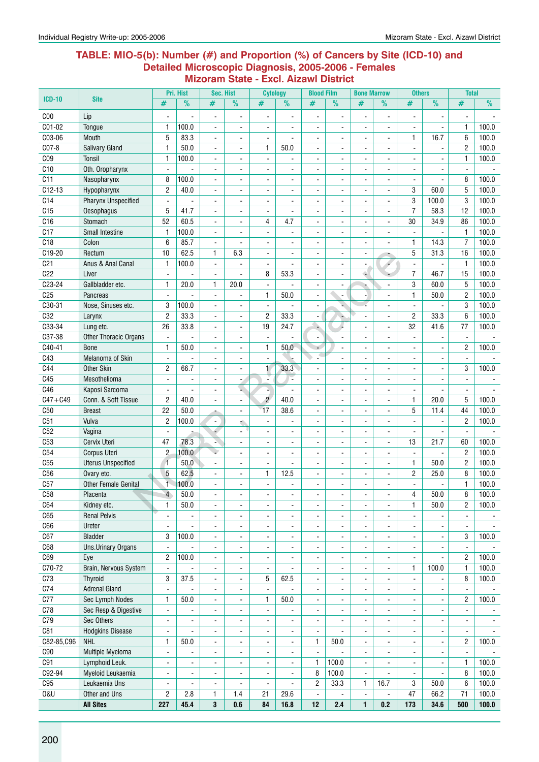## TABLE: MIO-5(b): Number (#) and Proportion (%) of Cancers by Site (ICD-10) and Detailed Microscopic Diagnosis, 2005-2006 - Females Mizoram State - Excl. Aizawl District

| ICD-10 | Site | Pri. Hist | | Sec. Hist | | Cytology | | Blood Film | | Bone Marrow | | Others | | Total | |
|---|---|---|---|---|---|---|---|---|---|---|---|---|---|---|---|
| | | # | % | # | % | # | % | # | % | # | % | # | % | # | % |
| C00 | Lip | - | - | - | - | - | - | - | - | - | - | - | - | - | - |
| C01-02 | Tongue | 1 | 100.0 | - | - | - | - | - | - | - | - | - | - | 1 | 100.0 |
| C03-06 | Mouth | 5 | 83.3 | - | - | - | - | - | - | - | - | 1 | 16.7 | 6 | 100.0 |
| C07-8 | Salivary Gland | 1 | 50.0 | - | - | 1 | 50.0 | - | - | - | - | - | - | 2 | 100.0 |
| C09 | Tonsil | 1 | 100.0 | - | - | - | - | - | - | - | - | - | - | 1 | 100.0 |
| C10 | Oth. Oropharynx | - | - | - | - | - | - | - | - | - | - | - | - | - | - |
| C11 | Nasopharynx | 8 | 100.0 | - | - | - | - | - | - | - | - | - | - | 8 | 100.0 |
| C12-13 | Hypopharynx | 2 | 40.0 | - | - | - | - | - | - | - | - | 3 | 60.0 | 5 | 100.0 |
| C14 | Pharynx Unspecified | - | - | - | - | - | - | - | - | - | - | 3 | 100.0 | 3 | 100.0 |
| C15 | Oesophagus | 5 | 41.7 | - | - | - | - | - | - | - | - | 7 | 58.3 | 12 | 100.0 |
| C16 | Stomach | 52 | 60.5 | - | - | 4 | 4.7 | - | - | - | - | 30 | 34.9 | 86 | 100.0 |
| C17 | Small Intestine | 1 | 100.0 | - | - | - | - | - | - | - | - | - | - | 1 | 100.0 |
| C18 | Colon | 6 | 85.7 | - | - | - | - | - | - | - | - | 1 | 14.3 | 7 | 100.0 |
| C19-20 | Rectum | 10 | 62.5 | 1 | 6.3 | - | - | - | - | - | - | 5 | 31.3 | 16 | 100.0 |
| C21 | Anus & Anal Canal | 1 | 100.0 | - | - | - | - | - | - | - | - | - | - | 1 | 100.0 |
| C22 | Liver | - | - | - | - | 8 | 53.3 | - | - | - | - | 7 | 46.7 | 15 | 100.0 |
| C23-24 | Gallbladder etc. | 1 | 20.0 | 1 | 20.0 | - | - | - | - | - | - | 3 | 60.0 | 5 | 100.0 |
| C25 | Pancreas | - | - | - | - | 1 | 50.0 | - | - | - | - | 1 | 50.0 | 2 | 100.0 |
| C30-31 | Nose, Sinuses etc. | 3 | 100.0 | - | - | - | - | - | - | - | - | - | - | 3 | 100.0 |
| C32 | Larynx | 2 | 33.3 | - | - | 2 | 33.3 | - | - | - | - | 2 | 33.3 | 6 | 100.0 |
| C33-34 | Lung etc. | 26 | 33.8 | - | - | 19 | 24.7 | - | - | - | - | 32 | 41.6 | 77 | 100.0 |
| C37-38 | Other Thoracic Organs | - | - | - | - | - | - | - | - | - | - | - | - | - | - |
| C40-41 | Bone | 1 | 50.0 | - | - | 1 | 50.0 | - | - | - | - | - | - | 2 | 100.0 |
| C43 | Melanoma of Skin | - | - | - | - | - | - | - | - | - | - | - | - | - | - |
| C44 | Other Skin | 2 | 66.7 | - | - | 1 | 33.3 | - | - | - | - | - | - | 3 | 100.0 |
| C45 | Mesothelioma | - | - | - | - | - | - | - | - | - | - | - | - | - | - |
| C46 | Kaposi Sarcoma | - | - | - | - | - | - | - | - | - | - | - | - | - | - |
| C47+C49 | Conn. & Soft Tissue | 2 | 40.0 | - | - | 2 | 40.0 | - | - | - | - | 1 | 20.0 | 5 | 100.0 |
| C50 | Breast | 22 | 50.0 | - | - | 17 | 38.6 | - | - | - | - | 5 | 11.4 | 44 | 100.0 |
| C51 | Vulva | 2 | 100.0 | - | - | - | - | - | - | - | - | - | - | 2 | 100.0 |
| C52 | Vagina | - | - | - | - | - | - | - | - | - | - | - | - | - | - |
| C53 | Cervix Uteri | 47 | 78.3 | - | - | - | - | - | - | - | - | 13 | 21.7 | 60 | 100.0 |
| C54 | Corpus Uteri | 2 | 100.0 | - | - | - | - | - | - | - | - | - | - | 2 | 100.0 |
| C55 | Uterus Unspecified | 1 | 50.0 | - | - | - | - | - | - | - | - | 1 | 50.0 | 2 | 100.0 |
| C56 | Ovary etc. | 5 | 62.5 | - | - | 1 | 12.5 | - | - | - | - | 2 | 25.0 | 8 | 100.0 |
| C57 | Other Female Genital | 1 | 100.0 | - | - | - | - | - | - | - | - | - | - | 1 | 100.0 |
| C58 | Placenta | 4 | 50.0 | - | - | - | - | - | - | - | - | 4 | 50.0 | 8 | 100.0 |
| C64 | Kidney etc. | 1 | 50.0 | - | - | - | - | - | - | - | - | 1 | 50.0 | 2 | 100.0 |
| C65 | Renal Pelvis | - | - | - | - | - | - | - | - | - | - | - | - | - | - |
| C66 | Ureter | - | - | - | - | - | - | - | - | - | - | - | - | - | - |
| C67 | Bladder | 3 | 100.0 | - | - | - | - | - | - | - | - | - | - | 3 | 100.0 |
| C68 | Uns.Urinary Organs | - | - | - | - | - | - | - | - | - | - | - | - | - | - |
| C69 | Eye | 2 | 100.0 | - | - | - | - | - | - | - | - | - | - | 2 | 100.0 |
| C70-72 | Brain, Nervous System | - | - | - | - | - | - | - | - | - | - | 1 | 100.0 | 1 | 100.0 |
| C73 | Thyroid | 3 | 37.5 | - | - | 5 | 62.5 | - | - | - | - | - | - | 8 | 100.0 |
| C74 | Adrenal Gland | - | - | - | - | - | - | - | - | - | - | - | - | - | - |
| C77 | Sec Lymph Nodes | 1 | 50.0 | - | - | 1 | 50.0 | - | - | - | - | - | - | 2 | 100.0 |
| C78 | Sec Resp & Digestive | - | - | - | - | - | - | - | - | - | - | - | - | - | - |
| C79 | Sec Others | - | - | - | - | - | - | - | - | - | - | - | - | - | - |
| C81 | Hodgkins Disease | - | - | - | - | - | - | - | - | - | - | - | - | - | - |
| C82-85,C96 | NHL | 1 | 50.0 | - | - | - | - | 1 | 50.0 | - | - | - | - | 2 | 100.0 |
| C90 | Multiple Myeloma | - | - | - | - | - | - | - | - | - | - | - | - | - | - |
| C91 | Lymphoid Leuk. | - | - | - | - | - | - | 1 | 100.0 | - | - | - | - | 1 | 100.0 |
| C92-94 | Myeloid Leukaemia | - | - | - | - | - | - | 8 | 100.0 | - | - | - | - | 8 | 100.0 |
| C95 | Leukaemia Uns | - | - | - | - | - | - | 2 | 33.3 | 1 | 16.7 | 3 | 50.0 | 6 | 100.0 |
| O&U | Other and Uns | 2 | 2.8 | 1 | 1.4 | 21 | 29.6 | - | - | - | - | 47 | 66.2 | 71 | 100.0 |
| | **All Sites** | **227** | **45.4** | **3** | **0.6** | **84** | **16.8** | **12** | **2.4** | **1** | **0.2** | **173** | **34.6** | **500** | **100.0** |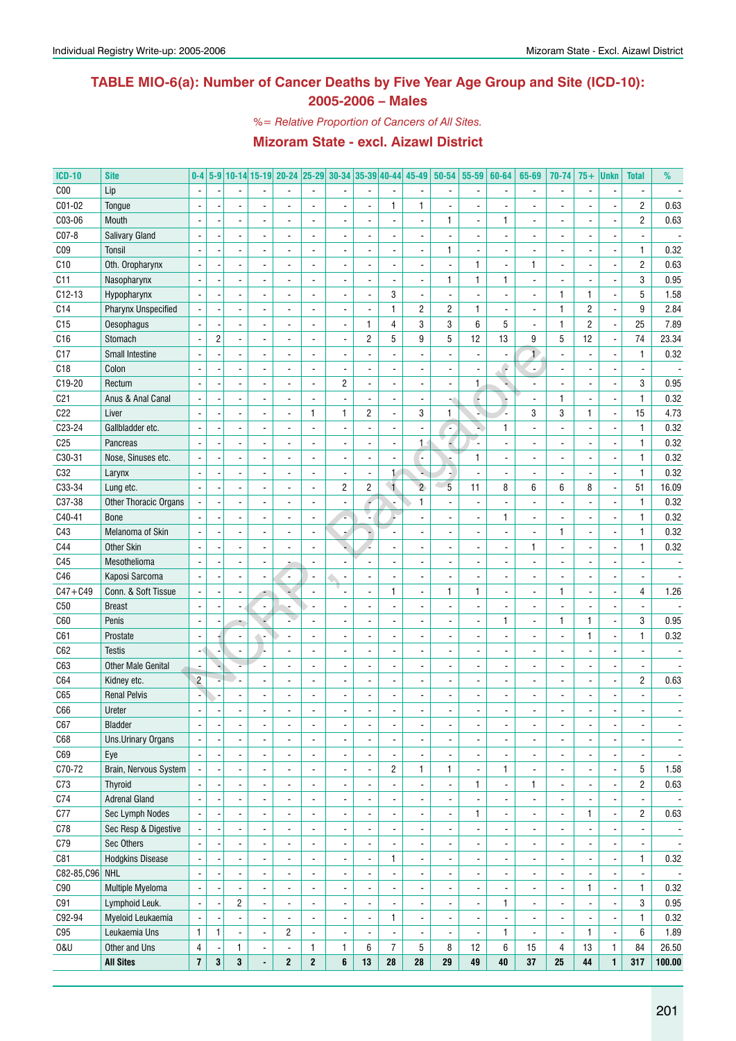## TABLE MIO-6(a): Number of Cancer Deaths by Five Year Age Group and Site (ICD-10): 2005-2006 – Males

*%= Relative Proportion of Cancers of All Sites.*

### Mizoram State - excl. Aizawl District

| ICD-10 | Site | 0-4 | 5-9 | 10-14 | 15-19 | 20-24 | 25-29 | 30-34 | 35-39 | 40-44 | 45-49 | 50-54 | 55-59 | 60-64 | 65-69 | 70-74 | 75+ | Unkn | Total | % |
|---|---|---|---|---|---|---|---|---|---|---|---|---|---|---|---|---|---|---|---|---|
| C00 | Lip | - | - | - | - | - | - | - | - | - | - | - | - | - | - | - | - | - | - | - |
| C01-02 | Tongue | - | - | - | - | - | - | - | - | 1 | 1 | - | - | - | - | - | - | - | 2 | 0.63 |
| C03-06 | Mouth | - | - | - | - | - | - | - | - | - | - | 1 | - | 1 | - | - | - | - | 2 | 0.63 |
| C07-8 | Salivary Gland | - | - | - | - | - | - | - | - | - | - | - | - | - | - | - | - | - | - | - |
| C09 | Tonsil | - | - | - | - | - | - | - | - | - | - | 1 | - | - | - | - | - | - | 1 | 0.32 |
| C10 | Oth. Oropharynx | - | - | - | - | - | - | - | - | - | - | - | 1 | - | 1 | - | - | - | 2 | 0.63 |
| C11 | Nasopharynx | - | - | - | - | - | - | - | - | - | - | 1 | 1 | 1 | - | - | - | - | 3 | 0.95 |
| C12-13 | Hypopharynx | - | - | - | - | - | - | - | - | 3 | - | - | - | - | - | 1 | 1 | - | 5 | 1.58 |
| C14 | Pharynx Unspecified | - | - | - | - | - | - | - | - | 1 | 2 | 2 | 1 | - | - | 1 | 2 | - | 9 | 2.84 |
| C15 | Oesophagus | - | - | - | - | - | - | - | 1 | 4 | 3 | 3 | 6 | 5 | - | 1 | 2 | - | 25 | 7.89 |
| C16 | Stomach | - | 2 | - | - | - | - | - | 2 | 5 | 9 | 5 | 12 | 13 | 9 | 5 | 12 | - | 74 | 23.34 |
| C17 | Small Intestine | - | - | - | - | - | - | - | - | - | - | - | - | - | 1 | - | - | - | 1 | 0.32 |
| C18 | Colon | - | - | - | - | - | - | - | - | - | - | - | - | - | - | - | - | - | - | - |
| C19-20 | Rectum | - | - | - | - | - | - | 2 | - | - | - | - | 1 | - | - | - | - | - | 3 | 0.95 |
| C21 | Anus & Anal Canal | - | - | - | - | - | - | - | - | - | - | - | - | - | - | 1 | - | - | 1 | 0.32 |
| C22 | Liver | - | - | - | - | - | 1 | 1 | 2 | - | 3 | 1 | - | - | 3 | 3 | 1 | - | 15 | 4.73 |
| C23-24 | Gallbladder etc. | - | - | - | - | - | - | - | - | - | - | - | - | 1 | - | - | - | - | 1 | 0.32 |
| C25 | Pancreas | - | - | - | - | - | - | - | - | - | 1 | - | - | - | - | - | - | - | 1 | 0.32 |
| C30-31 | Nose, Sinuses etc. | - | - | - | - | - | - | - | - | - | - | - | 1 | - | - | - | - | - | 1 | 0.32 |
| C32 | Larynx | - | - | - | - | - | - | - | - | 1 | - | - | - | - | - | - | - | - | 1 | 0.32 |
| C33-34 | Lung etc. | - | - | - | - | - | - | 2 | 2 | 1 | 2 | 5 | 11 | 8 | 6 | 6 | 8 | - | 51 | 16.09 |
| C37-38 | Other Thoracic Organs | - | - | - | - | - | - | - | - | - | 1 | - | - | - | - | - | - | - | 1 | 0.32 |
| C40-41 | Bone | - | - | - | - | - | - | - | - | - | - | - | - | 1 | - | - | - | - | 1 | 0.32 |
| C43 | Melanoma of Skin | - | - | - | - | - | - | - | - | - | - | - | - | - | - | 1 | - | - | 1 | 0.32 |
| C44 | Other Skin | - | - | - | - | - | - | - | - | - | - | - | - | - | 1 | - | - | - | 1 | 0.32 |
| C45 | Mesothelioma | - | - | - | - | - | - | - | - | - | - | - | - | - | - | - | - | - | - | - |
| C46 | Kaposi Sarcoma | - | - | - | - | - | - | - | - | - | - | - | - | - | - | - | - | - | - | - |
| C47+C49 | Conn. & Soft Tissue | - | - | - | - | - | - | - | - | 1 | - | 1 | 1 | - | - | 1 | - | - | 4 | 1.26 |
| C50 | Breast | - | - | - | - | - | - | - | - | - | - | - | - | - | - | - | - | - | - | - |
| C60 | Penis | - | - | - | - | - | - | - | - | - | - | - | - | 1 | - | 1 | 1 | - | 3 | 0.95 |
| C61 | Prostate | - | - | - | - | - | - | - | - | - | - | - | - | - | - | - | 1 | - | 1 | 0.32 |
| C62 | Testis | - | - | - | - | - | - | - | - | - | - | - | - | - | - | - | - | - | - | - |
| C63 | Other Male Genital | - | - | - | - | - | - | - | - | - | - | - | - | - | - | - | - | - | - | - |
| C64 | Kidney etc. | 2 | - | - | - | - | - | - | - | - | - | - | - | - | - | - | - | - | 2 | 0.63 |
| C65 | Renal Pelvis | - | - | - | - | - | - | - | - | - | - | - | - | - | - | - | - | - | - | - |
| C66 | Ureter | - | - | - | - | - | - | - | - | - | - | - | - | - | - | - | - | - | - | - |
| C67 | Bladder | - | - | - | - | - | - | - | - | - | - | - | - | - | - | - | - | - | - | - |
| C68 | Uns.Urinary Organs | - | - | - | - | - | - | - | - | - | - | - | - | - | - | - | - | - | - | - |
| C69 | Eye | - | - | - | - | - | - | - | - | - | - | - | - | - | - | - | - | - | - | - |
| C70-72 | Brain, Nervous System | - | - | - | - | - | - | - | - | 2 | 1 | 1 | - | 1 | - | - | - | - | 5 | 1.58 |
| C73 | Thyroid | - | - | - | - | - | - | - | - | - | - | - | 1 | - | 1 | - | - | - | 2 | 0.63 |
| C74 | Adrenal Gland | - | - | - | - | - | - | - | - | - | - | - | - | - | - | - | - | - | - | - |
| C77 | Sec Lymph Nodes | - | - | - | - | - | - | - | - | - | - | - | 1 | - | - | - | 1 | - | 2 | 0.63 |
| C78 | Sec Resp & Digestive | - | - | - | - | - | - | - | - | - | - | - | - | - | - | - | - | - | - | - |
| C79 | Sec Others | - | - | - | - | - | - | - | - | - | - | - | - | - | - | - | - | - | - | - |
| C81 | Hodgkins Disease | - | - | - | - | - | - | - | - | 1 | - | - | - | - | - | - | - | - | 1 | 0.32 |
| C82-85,C96 | NHL | - | - | - | - | - | - | - | - | - | - | - | - | - | - | - | - | - | - | - |
| C90 | Multiple Myeloma | - | - | - | - | - | - | - | - | - | - | - | - | - | - | - | 1 | - | 1 | 0.32 |
| C91 | Lymphoid Leuk. | - | - | 2 | - | - | - | - | - | - | - | - | - | 1 | - | - | - | - | 3 | 0.95 |
| C92-94 | Myeloid Leukaemia | - | - | - | - | - | - | - | - | 1 | - | - | - | - | - | - | - | - | 1 | 0.32 |
| C95 | Leukaemia Uns | 1 | 1 | - | - | 2 | - | - | - | - | - | - | - | 1 | - | - | 1 | - | 6 | 1.89 |
| O&U | Other and Uns | 4 | - | 1 | - | - | 1 | 1 | 6 | 7 | 5 | 8 | 12 | 6 | 15 | 4 | 13 | 1 | 84 | 26.50 |
| | **All Sites** | **7** | **3** | **3** | **-** | **2** | **2** | **6** | **13** | **28** | **28** | **29** | **49** | **40** | **37** | **25** | **44** | **1** | **317** | **100.00** |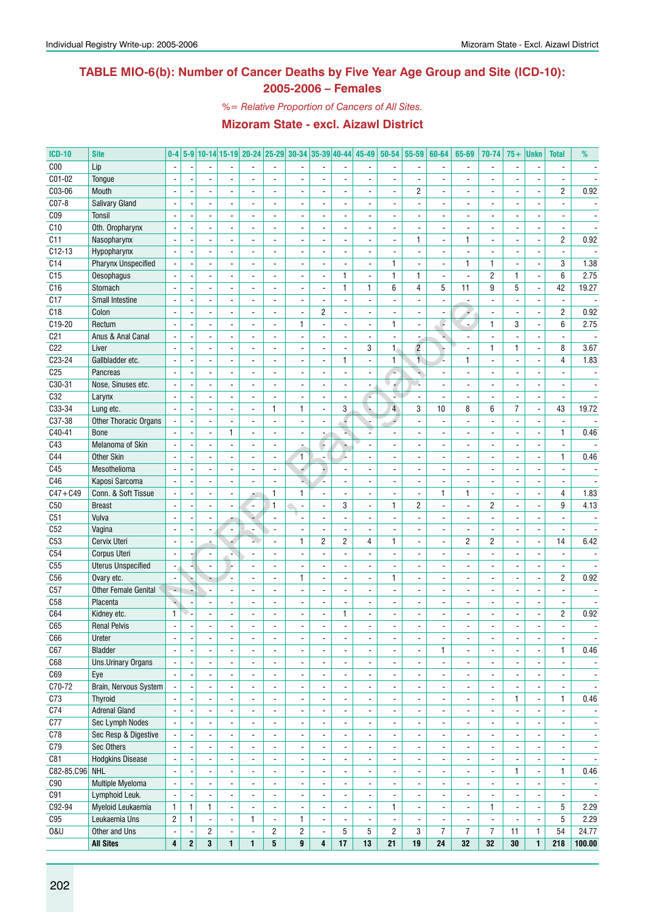## TABLE MIO-6(b): Number of Cancer Deaths by Five Year Age Group and Site (ICD-10): 2005-2006 – Females

*%= Relative Proportion of Cancers of All Sites.*

### Mizoram State - excl. Aizawl District

| ICD-10 | Site | 0-4 | 5-9 | 10-14 | 15-19 | 20-24 | 25-29 | 30-34 | 35-39 | 40-44 | 45-49 | 50-54 | 55-59 | 60-64 | 65-69 | 70-74 | 75+ | Unkn | Total | % |
|---|---|---|---|---|---|---|---|---|---|---|---|---|---|---|---|---|---|---|---|---|
| C00 | Lip | - | - | - | - | - | - | - | - | - | - | - | - | - | - | - | - | - | - | - |
| C01-02 | Tongue | - | - | - | - | - | - | - | - | - | - | - | - | - | - | - | - | - | - | - |
| C03-06 | Mouth | - | - | - | - | - | - | - | - | - | - | - | 2 | - | - | - | - | - | 2 | 0.92 |
| C07-8 | Salivary Gland | - | - | - | - | - | - | - | - | - | - | - | - | - | - | - | - | - | - | - |
| C09 | Tonsil | - | - | - | - | - | - | - | - | - | - | - | - | - | - | - | - | - | - | - |
| C10 | Oth. Oropharynx | - | - | - | - | - | - | - | - | - | - | - | - | - | - | - | - | - | - | - |
| C11 | Nasopharynx | - | - | - | - | - | - | - | - | - | - | - | 1 | - | 1 | - | - | - | 2 | 0.92 |
| C12-13 | Hypopharynx | - | - | - | - | - | - | - | - | - | - | - | - | - | - | - | - | - | - | - |
| C14 | Pharynx Unspecified | - | - | - | - | - | - | - | - | - | - | 1 | - | - | 1 | 1 | - | - | 3 | 1.38 |
| C15 | Oesophagus | - | - | - | - | - | - | - | - | 1 | - | 1 | 1 | - | - | 2 | 1 | - | 6 | 2.75 |
| C16 | Stomach | - | - | - | - | - | - | - | - | 1 | 1 | 6 | 4 | 5 | 11 | 9 | 5 | - | 42 | 19.27 |
| C17 | Small Intestine | - | - | - | - | - | - | - | - | - | - | - | - | - | - | - | - | - | - | - |
| C18 | Colon | - | - | - | - | - | - | - | 2 | - | - | - | - | - | - | - | - | - | 2 | 0.92 |
| C19-20 | Rectum | - | - | - | - | - | - | 1 | - | - | - | 1 | - | - | - | 1 | 3 | - | 6 | 2.75 |
| C21 | Anus & Anal Canal | - | - | - | - | - | - | - | - | - | - | - | - | - | - | - | - | - | - | - |
| C22 | Liver | - | - | - | - | - | - | - | - | - | 3 | 1 | 2 | - | - | 1 | 1 | - | 8 | 3.67 |
| C23-24 | Gallbladder etc. | - | - | - | - | - | - | - | - | 1 | - | 1 | 1 | - | 1 | - | - | - | 4 | 1.83 |
| C25 | Pancreas | - | - | - | - | - | - | - | - | - | - | - | - | - | - | - | - | - | - | - |
| C30-31 | Nose, Sinuses etc. | - | - | - | - | - | - | - | - | - | - | - | - | - | - | - | - | - | - | - |
| C32 | Larynx | - | - | - | - | - | - | - | - | - | - | - | - | - | - | - | - | - | - | - |
| C33-34 | Lung etc. | - | - | - | - | - | 1 | 1 | - | 3 | - | 4 | 3 | 10 | 8 | 6 | 7 | - | 43 | 19.72 |
| C37-38 | Other Thoracic Organs | - | - | - | - | - | - | - | - | - | - | - | - | - | - | - | - | - | - | - |
| C40-41 | Bone | - | - | - | 1 | - | - | - | - | - | - | - | - | - | - | - | - | - | 1 | 0.46 |
| C43 | Melanoma of Skin | - | - | - | - | - | - | - | - | - | - | - | - | - | - | - | - | - | - | - |
| C44 | Other Skin | - | - | - | - | - | - | 1 | - | - | - | - | - | - | - | - | - | - | 1 | 0.46 |
| C45 | Mesothelioma | - | - | - | - | - | - | - | - | - | - | - | - | - | - | - | - | - | - | - |
| C46 | Kaposi Sarcoma | - | - | - | - | - | - | - | - | - | - | - | - | - | - | - | - | - | - | - |
| C47+C49 | Conn. & Soft Tissue | - | - | - | - | - | 1 | 1 | - | - | - | - | - | 1 | 1 | - | - | - | 4 | 1.83 |
| C50 | Breast | - | - | - | - | - | 1 | - | - | 3 | - | 1 | 2 | - | - | 2 | - | - | 9 | 4.13 |
| C51 | Vulva | - | - | - | - | - | - | - | - | - | - | - | - | - | - | - | - | - | - | - |
| C52 | Vagina | - | - | - | - | - | - | - | - | - | - | - | - | - | - | - | - | - | - | - |
| C53 | Cervix Uteri | - | - | - | - | - | - | 1 | 2 | 2 | 4 | 1 | - | - | 2 | 2 | - | - | 14 | 6.42 |
| C54 | Corpus Uteri | - | - | - | - | - | - | - | - | - | - | - | - | - | - | - | - | - | - | - |
| C55 | Uterus Unspecified | - | - | - | - | - | - | - | - | - | - | - | - | - | - | - | - | - | - | - |
| C56 | Ovary etc. | - | - | - | - | - | - | 1 | - | - | - | 1 | - | - | - | - | - | - | 2 | 0.92 |
| C57 | Other Female Genital | - | - | - | - | - | - | - | - | - | - | - | - | - | - | - | - | - | - | - |
| C58 | Placenta | - | - | - | - | - | - | - | - | - | - | - | - | - | - | - | - | - | - | - |
| C64 | Kidney etc. | 1 | - | - | - | - | - | - | - | 1 | - | - | - | - | - | - | - | - | 2 | 0.92 |
| C65 | Renal Pelvis | - | - | - | - | - | - | - | - | - | - | - | - | - | - | - | - | - | - | - |
| C66 | Ureter | - | - | - | - | - | - | - | - | - | - | - | - | - | - | - | - | - | - | - |
| C67 | Bladder | - | - | - | - | - | - | - | - | - | - | - | - | 1 | - | - | - | - | 1 | 0.46 |
| C68 | Uns.Urinary Organs | - | - | - | - | - | - | - | - | - | - | - | - | - | - | - | - | - | - | - |
| C69 | Eye | - | - | - | - | - | - | - | - | - | - | - | - | - | - | - | - | - | - | - |
| C70-72 | Brain, Nervous System | - | - | - | - | - | - | - | - | - | - | - | - | - | - | - | - | - | - | - |
| C73 | Thyroid | - | - | - | - | - | - | - | - | - | - | - | - | - | - | - | 1 | - | 1 | 0.46 |
| C74 | Adrenal Gland | - | - | - | - | - | - | - | - | - | - | - | - | - | - | - | - | - | - | - |
| C77 | Sec Lymph Nodes | - | - | - | - | - | - | - | - | - | - | - | - | - | - | - | - | - | - | - |
| C78 | Sec Resp & Digestive | - | - | - | - | - | - | - | - | - | - | - | - | - | - | - | - | - | - | - |
| C79 | Sec Others | - | - | - | - | - | - | - | - | - | - | - | - | - | - | - | - | - | - | - |
| C81 | Hodgkins Disease | - | - | - | - | - | - | - | - | - | - | - | - | - | - | - | - | - | - | - |
| C82-85,C96 | NHL | - | - | - | - | - | - | - | - | - | - | - | - | - | - | - | 1 | - | 1 | 0.46 |
| C90 | Multiple Myeloma | - | - | - | - | - | - | - | - | - | - | - | - | - | - | - | - | - | - | - |
| C91 | Lymphoid Leuk. | - | - | - | - | - | - | - | - | - | - | - | - | - | - | - | - | - | - | - |
| C92-94 | Myeloid Leukaemia | 1 | 1 | 1 | - | - | - | - | - | - | - | 1 | - | - | - | 1 | - | - | 5 | 2.29 |
| C95 | Leukaemia Uns | 2 | 1 | - | - | 1 | - | 1 | - | - | - | - | - | - | - | - | - | - | 5 | 2.29 |
| O&U | Other and Uns | - | - | 2 | - | - | 2 | 2 | - | 5 | 5 | 2 | 3 | 7 | 7 | 7 | 11 | 1 | 54 | 24.77 |
| | **All Sites** | **4** | **2** | **3** | **1** | **1** | **5** | **9** | **4** | **17** | **13** | **21** | **19** | **24** | **32** | **32** | **30** | **1** | **218** | **100.00** |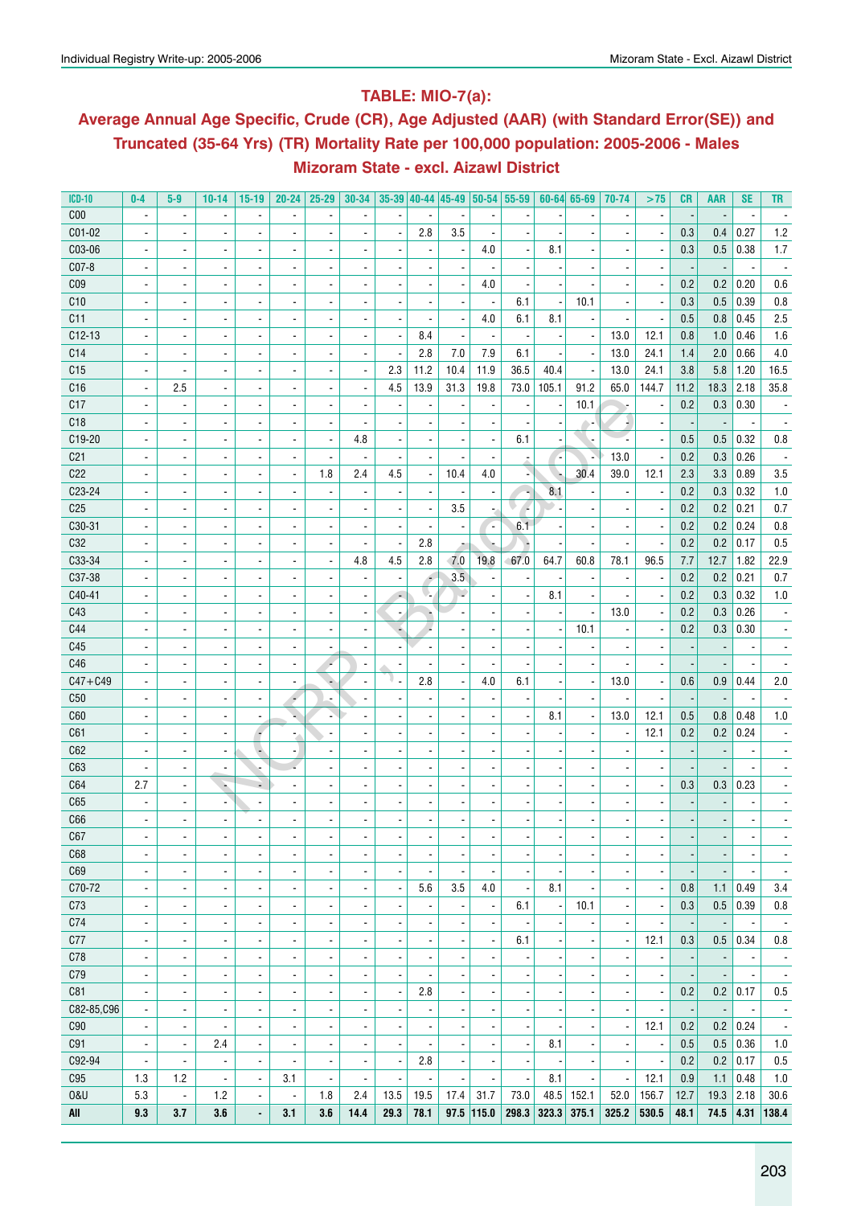## TABLE: MIO-7(a):

## Average Annual Age Specific, Crude (CR), Age Adjusted (AAR) (with Standard Error(SE)) and Truncated (35-64 Yrs) (TR) Mortality Rate per 100,000 population: 2005-2006 - Males

## Mizoram State - excl. Aizawl District

| ICD-10 | 0-4 | 5-9 | 10-14 | 15-19 | 20-24 | 25-29 | 30-34 | 35-39 | 40-44 | 45-49 | 50-54 | 55-59 | 60-64 | 65-69 | 70-74 | >75 | CR | AAR | SE | TR |
|---|---|---|---|---|---|---|---|---|---|---|---|---|---|---|---|---|---|---|---|---|
| C00 | - | - | - | - | - | - | - | - | - | - | - | - | - | - | - | - | - | - | - | - |
| C01-02 | - | - | - | - | - | - | - | - | 2.8 | 3.5 | - | - | - | - | - | - | 0.3 | 0.4 | 0.27 | 1.2 |
| C03-06 | - | - | - | - | - | - | - | - | - | - | 4.0 | - | 8.1 | - | - | - | 0.3 | 0.5 | 0.38 | 1.7 |
| C07-8 | - | - | - | - | - | - | - | - | - | - | - | - | - | - | - | - | - | - | - | - |
| C09 | - | - | - | - | - | - | - | - | - | - | 4.0 | - | - | - | - | - | 0.2 | 0.2 | 0.20 | 0.6 |
| C10 | - | - | - | - | - | - | - | - | - | - | - | 6.1 | - | 10.1 | - | - | 0.3 | 0.5 | 0.39 | 0.8 |
| C11 | - | - | - | - | - | - | - | - | - | - | 4.0 | 6.1 | 8.1 | - | - | - | 0.5 | 0.8 | 0.45 | 2.5 |
| C12-13 | - | - | - | - | - | - | - | - | 8.4 | - | - | - | - | - | 13.0 | 12.1 | 0.8 | 1.0 | 0.46 | 1.6 |
| C14 | - | - | - | - | - | - | - | - | 2.8 | 7.0 | 7.9 | 6.1 | - | - | 13.0 | 24.1 | 1.4 | 2.0 | 0.66 | 4.0 |
| C15 | - | - | - | - | - | - | - | 2.3 | 11.2 | 10.4 | 11.9 | 36.5 | 40.4 | - | 13.0 | 24.1 | 3.8 | 5.8 | 1.20 | 16.5 |
| C16 | - | 2.5 | - | - | - | - | - | 4.5 | 13.9 | 31.3 | 19.8 | 73.0 | 105.1 | 91.2 | 65.0 | 144.7 | 11.2 | 18.3 | 2.18 | 35.8 |
| C17 | - | - | - | - | - | - | - | - | - | - | - | - | - | 10.1 | - | - | 0.2 | 0.3 | 0.30 | - |
| C18 | - | - | - | - | - | - | - | - | - | - | - | - | - | - | - | - | - | - | - | - |
| C19-20 | - | - | - | - | - | - | 4.8 | - | - | - | - | 6.1 | - | - | - | - | 0.5 | 0.5 | 0.32 | 0.8 |
| C21 | - | - | - | - | - | - | - | - | - | - | - | - | - | - | 13.0 | - | 0.2 | 0.3 | 0.26 | - |
| C22 | - | - | - | - | - | 1.8 | 2.4 | 4.5 | - | 10.4 | 4.0 | - | - | 30.4 | 39.0 | 12.1 | 2.3 | 3.3 | 0.89 | 3.5 |
| C23-24 | - | - | - | - | - | - | - | - | - | - | - | - | 8.1 | - | - | - | 0.2 | 0.3 | 0.32 | 1.0 |
| C25 | - | - | - | - | - | - | - | - | - | 3.5 | - | - | - | - | - | - | 0.2 | 0.2 | 0.21 | 0.7 |
| C30-31 | - | - | - | - | - | - | - | - | - | - | - | 6.1 | - | - | - | - | 0.2 | 0.2 | 0.24 | 0.8 |
| C32 | - | - | - | - | - | - | - | - | 2.8 | - | - | - | - | - | - | - | 0.2 | 0.2 | 0.17 | 0.5 |
| C33-34 | - | - | - | - | - | - | 4.8 | 4.5 | 2.8 | 7.0 | 19.8 | 67.0 | 64.7 | 60.8 | 78.1 | 96.5 | 7.7 | 12.7 | 1.82 | 22.9 |
| C37-38 | - | - | - | - | - | - | - | - | - | 3.5 | - | - | - | - | - | - | 0.2 | 0.2 | 0.21 | 0.7 |
| C40-41 | - | - | - | - | - | - | - | - | - | - | - | - | 8.1 | - | - | - | 0.2 | 0.3 | 0.32 | 1.0 |
| C43 | - | - | - | - | - | - | - | - | - | - | - | - | - | - | 13.0 | - | 0.2 | 0.3 | 0.26 | - |
| C44 | - | - | - | - | - | - | - | - | - | - | - | - | - | 10.1 | - | - | 0.2 | 0.3 | 0.30 | - |
| C45 | - | - | - | - | - | - | - | - | - | - | - | - | - | - | - | - | - | - | - | - |
| C46 | - | - | - | - | - | - | - | - | - | - | - | - | - | - | - | - | - | - | - | - |
| C47+C49 | - | - | - | - | - | - | - | - | 2.8 | - | 4.0 | 6.1 | - | - | 13.0 | - | 0.6 | 0.9 | 0.44 | 2.0 |
| C50 | - | - | - | - | - | - | - | - | - | - | - | - | - | - | - | - | - | - | - | - |
| C60 | - | - | - | - | - | - | - | - | - | - | - | - | 8.1 | - | 13.0 | 12.1 | 0.5 | 0.8 | 0.48 | 1.0 |
| C61 | - | - | - | - | - | - | - | - | - | - | - | - | - | - | - | 12.1 | 0.2 | 0.2 | 0.24 | - |
| C62 | - | - | - | - | - | - | - | - | - | - | - | - | - | - | - | - | - | - | - | - |
| C63 | - | - | - | - | - | - | - | - | - | - | - | - | - | - | - | - | - | - | - | - |
| C64 | 2.7 | - | - | - | - | - | - | - | - | - | - | - | - | - | - | - | 0.3 | 0.3 | 0.23 | - |
| C65 | - | - | - | - | - | - | - | - | - | - | - | - | - | - | - | - | - | - | - | - |
| C66 | - | - | - | - | - | - | - | - | - | - | - | - | - | - | - | - | - | - | - | - |
| C67 | - | - | - | - | - | - | - | - | - | - | - | - | - | - | - | - | - | - | - | - |
| C68 | - | - | - | - | - | - | - | - | - | - | - | - | - | - | - | - | - | - | - | - |
| C69 | - | - | - | - | - | - | - | - | - | - | - | - | - | - | - | - | - | - | - | - |
| C70-72 | - | - | - | - | - | - | - | - | 5.6 | 3.5 | 4.0 | - | 8.1 | - | - | - | 0.8 | 1.1 | 0.49 | 3.4 |
| C73 | - | - | - | - | - | - | - | - | - | - | - | 6.1 | - | 10.1 | - | - | 0.3 | 0.5 | 0.39 | 0.8 |
| C74 | - | - | - | - | - | - | - | - | - | - | - | - | - | - | - | - | - | - | - | - |
| C77 | - | - | - | - | - | - | - | - | - | - | - | 6.1 | - | - | - | 12.1 | 0.3 | 0.5 | 0.34 | 0.8 |
| C78 | - | - | - | - | - | - | - | - | - | - | - | - | - | - | - | - | - | - | - | - |
| C79 | - | - | - | - | - | - | - | - | - | - | - | - | - | - | - | - | - | - | - | - |
| C81 | - | - | - | - | - | - | - | - | 2.8 | - | - | - | - | - | - | - | 0.2 | 0.2 | 0.17 | 0.5 |
| C82-85,C96 | - | - | - | - | - | - | - | - | - | - | - | - | - | - | - | - | - | - | - | - |
| C90 | - | - | - | - | - | - | - | - | - | - | - | - | - | - | - | 12.1 | 0.2 | 0.2 | 0.24 | - |
| C91 | - | - | 2.4 | - | - | - | - | - | - | - | - | - | 8.1 | - | - | - | 0.5 | 0.5 | 0.36 | 1.0 |
| C92-94 | - | - | - | - | - | - | - | - | 2.8 | - | - | - | - | - | - | - | 0.2 | 0.2 | 0.17 | 0.5 |
| C95 | 1.3 | 1.2 | - | - | 3.1 | - | - | - | - | - | - | - | 8.1 | - | - | 12.1 | 0.9 | 1.1 | 0.48 | 1.0 |
| O&U | 5.3 | - | 1.2 | - | - | 1.8 | 2.4 | 13.5 | 19.5 | 17.4 | 31.7 | 73.0 | 48.5 | 152.1 | 52.0 | 156.7 | 12.7 | 19.3 | 2.18 | 30.6 |
| **All** | **9.3** | **3.7** | **3.6** | **-** | **3.1** | **3.6** | **14.4** | **29.3** | **78.1** | **97.5** | **115.0** | **298.3** | **323.3** | **375.1** | **325.2** | **530.5** | **48.1** | **74.5** | **4.31** | **138.4** |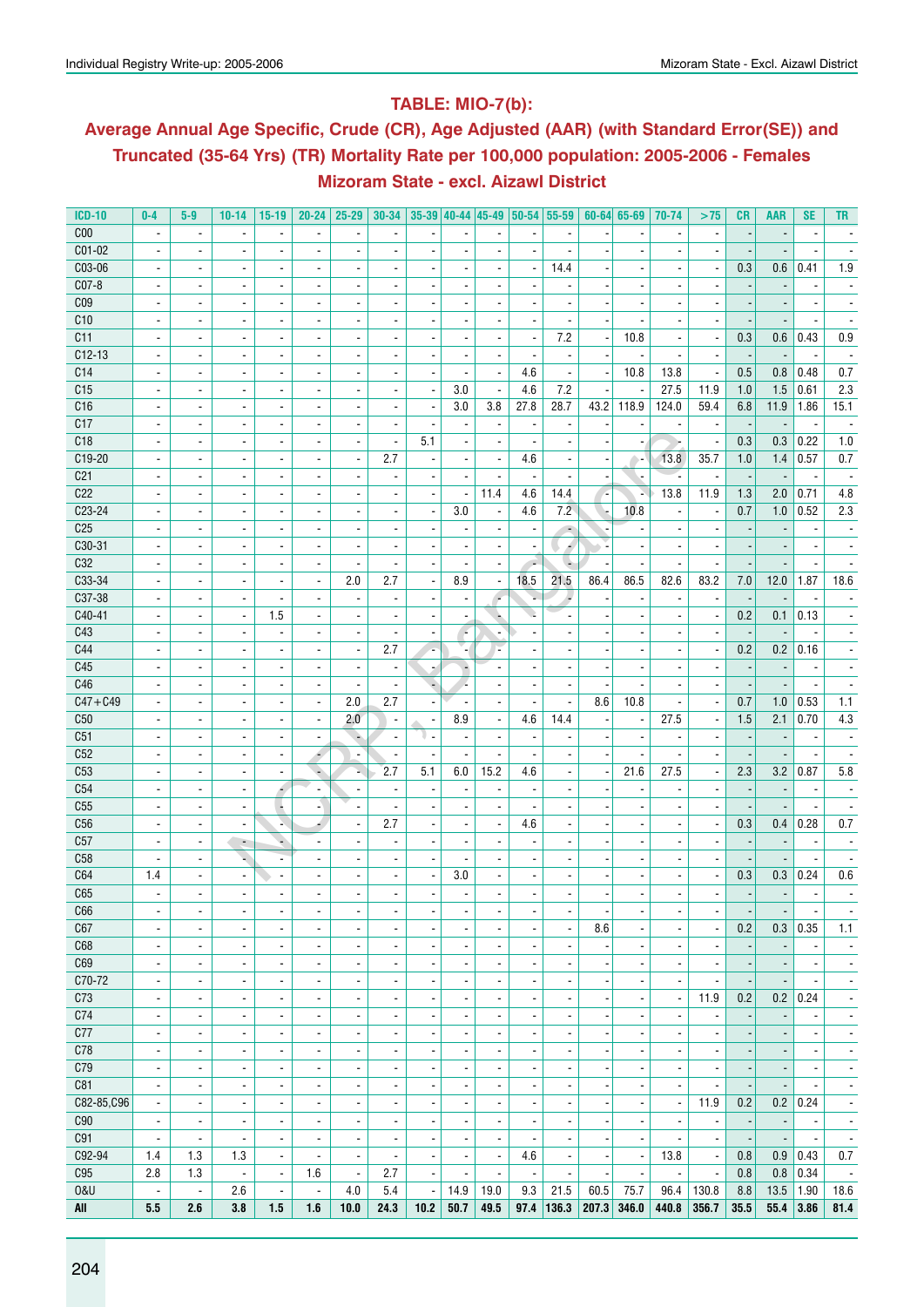## TABLE: MIO-7(b):

## Average Annual Age Specific, Crude (CR), Age Adjusted (AAR) (with Standard Error(SE)) and Truncated (35-64 Yrs) (TR) Mortality Rate per 100,000 population: 2005-2006 - Females Mizoram State - excl. Aizawl District

| ICD-10 | 0-4 | 5-9 | 10-14 | 15-19 | 20-24 | 25-29 | 30-34 | 35-39 | 40-44 | 45-49 | 50-54 | 55-59 | 60-64 | 65-69 | 70-74 | >75 | CR | AAR | SE | TR |
|---|---|---|---|---|---|---|---|---|---|---|---|---|---|---|---|---|---|---|---|---|
| C00 | - | - | - | - | - | - | - | - | - | - | - | - | - | - | - | - | - | - | - | - |
| C01-02 | - | - | - | - | - | - | - | - | - | - | - | - | - | - | - | - | - | - | - | - |
| C03-06 | - | - | - | - | - | - | - | - | - | - | - | 14.4 | - | - | - | - | 0.3 | 0.6 | 0.41 | 1.9 |
| C07-8 | - | - | - | - | - | - | - | - | - | - | - | - | - | - | - | - | - | - | - | - |
| C09 | - | - | - | - | - | - | - | - | - | - | - | - | - | - | - | - | - | - | - | - |
| C10 | - | - | - | - | - | - | - | - | - | - | - | - | - | - | - | - | - | - | - | - |
| C11 | - | - | - | - | - | - | - | - | - | - | - | 7.2 | - | 10.8 | - | - | 0.3 | 0.6 | 0.43 | 0.9 |
| C12-13 | - | - | - | - | - | - | - | - | - | - | - | - | - | - | - | - | - | - | - | - |
| C14 | - | - | - | - | - | - | - | - | - | - | 4.6 | - | - | 10.8 | 13.8 | - | 0.5 | 0.8 | 0.48 | 0.7 |
| C15 | - | - | - | - | - | - | - | - | 3.0 | - | 4.6 | 7.2 | - | - | 27.5 | 11.9 | 1.0 | 1.5 | 0.61 | 2.3 |
| C16 | - | - | - | - | - | - | - | - | 3.0 | 3.8 | 27.8 | 28.7 | 43.2 | 118.9 | 124.0 | 59.4 | 6.8 | 11.9 | 1.86 | 15.1 |
| C17 | - | - | - | - | - | - | - | - | - | - | - | - | - | - | - | - | - | - | - | - |
| C18 | - | - | - | - | - | - | - | 5.1 | - | - | - | - | - | - | - | - | 0.3 | 0.3 | 0.22 | 1.0 |
| C19-20 | - | - | - | - | - | - | 2.7 | - | - | - | 4.6 | - | - | - | 13.8 | 35.7 | 1.0 | 1.4 | 0.57 | 0.7 |
| C21 | - | - | - | - | - | - | - | - | - | - | - | - | - | - | - | - | - | - | - | - |
| C22 | - | - | - | - | - | - | - | - | - | 11.4 | 4.6 | 14.4 | - | - | 13.8 | 11.9 | 1.3 | 2.0 | 0.71 | 4.8 |
| C23-24 | - | - | - | - | - | - | - | - | 3.0 | - | 4.6 | 7.2 | - | 10.8 | - | - | 0.7 | 1.0 | 0.52 | 2.3 |
| C25 | - | - | - | - | - | - | - | - | - | - | - | - | - | - | - | - | - | - | - | - |
| C30-31 | - | - | - | - | - | - | - | - | - | - | - | - | - | - | - | - | - | - | - | - |
| C32 | - | - | - | - | - | - | - | - | - | - | - | - | - | - | - | - | - | - | - | - |
| C33-34 | - | - | - | - | - | 2.0 | 2.7 | - | 8.9 | - | 18.5 | 21.5 | 86.4 | 86.5 | 82.6 | 83.2 | 7.0 | 12.0 | 1.87 | 18.6 |
| C37-38 | - | - | - | - | - | - | - | - | - | - | - | - | - | - | - | - | - | - | - | - |
| C40-41 | - | - | - | 1.5 | - | - | - | - | - | - | - | - | - | - | - | - | 0.2 | 0.1 | 0.13 | - |
| C43 | - | - | - | - | - | - | - | - | - | - | - | - | - | - | - | - | - | - | - | - |
| C44 | - | - | - | - | - | - | 2.7 | - | - | - | - | - | - | - | - | - | 0.2 | 0.2 | 0.16 | - |
| C45 | - | - | - | - | - | - | - | - | - | - | - | - | - | - | - | - | - | - | - | - |
| C46 | - | - | - | - | - | - | - | - | - | - | - | - | - | - | - | - | - | - | - | - |
| C47+C49 | - | - | - | - | - | 2.0 | 2.7 | - | - | - | - | - | 8.6 | 10.8 | - | - | 0.7 | 1.0 | 0.53 | 1.1 |
| C50 | - | - | - | - | - | 2.0 | - | - | 8.9 | - | 4.6 | 14.4 | - | - | 27.5 | - | 1.5 | 2.1 | 0.70 | 4.3 |
| C51 | - | - | - | - | - | - | - | - | - | - | - | - | - | - | - | - | - | - | - | - |
| C52 | - | - | - | - | - | - | - | - | - | - | - | - | - | - | - | - | - | - | - | - |
| C53 | - | - | - | - | - | - | 2.7 | 5.1 | 6.0 | 15.2 | 4.6 | - | - | 21.6 | 27.5 | - | 2.3 | 3.2 | 0.87 | 5.8 |
| C54 | - | - | - | - | - | - | - | - | - | - | - | - | - | - | - | - | - | - | - | - |
| C55 | - | - | - | - | - | - | - | - | - | - | - | - | - | - | - | - | - | - | - | - |
| C56 | - | - | - | - | - | - | 2.7 | - | - | - | 4.6 | - | - | - | - | - | 0.3 | 0.4 | 0.28 | 0.7 |
| C57 | - | - | - | - | - | - | - | - | - | - | - | - | - | - | - | - | - | - | - | - |
| C58 | - | - | - | - | - | - | - | - | - | - | - | - | - | - | - | - | - | - | - | - |
| C64 | 1.4 | - | - | - | - | - | - | - | 3.0 | - | - | - | - | - | - | - | 0.3 | 0.3 | 0.24 | 0.6 |
| C65 | - | - | - | - | - | - | - | - | - | - | - | - | - | - | - | - | - | - | - | - |
| C66 | - | - | - | - | - | - | - | - | - | - | - | - | - | - | - | - | - | - | - | - |
| C67 | - | - | - | - | - | - | - | - | - | - | - | - | 8.6 | - | - | - | 0.2 | 0.3 | 0.35 | 1.1 |
| C68 | - | - | - | - | - | - | - | - | - | - | - | - | - | - | - | - | - | - | - | - |
| C69 | - | - | - | - | - | - | - | - | - | - | - | - | - | - | - | - | - | - | - | - |
| C70-72 | - | - | - | - | - | - | - | - | - | - | - | - | - | - | - | - | - | - | - | - |
| C73 | - | - | - | - | - | - | - | - | - | - | - | - | - | - | - | 11.9 | 0.2 | 0.2 | 0.24 | - |
| C74 | - | - | - | - | - | - | - | - | - | - | - | - | - | - | - | - | - | - | - | - |
| C77 | - | - | - | - | - | - | - | - | - | - | - | - | - | - | - | - | - | - | - | - |
| C78 | - | - | - | - | - | - | - | - | - | - | - | - | - | - | - | - | - | - | - | - |
| C79 | - | - | - | - | - | - | - | - | - | - | - | - | - | - | - | - | - | - | - | - |
| C81 | - | - | - | - | - | - | - | - | - | - | - | - | - | - | - | - | - | - | - | - |
| C82-85,C96 | - | - | - | - | - | - | - | - | - | - | - | - | - | - | - | 11.9 | 0.2 | 0.2 | 0.24 | - |
| C90 | - | - | - | - | - | - | - | - | - | - | - | - | - | - | - | - | - | - | - | - |
| C91 | - | - | - | - | - | - | - | - | - | - | - | - | - | - | - | - | - | - | - | - |
| C92-94 | 1.4 | 1.3 | 1.3 | - | - | - | - | - | - | - | 4.6 | - | - | - | 13.8 | - | 0.8 | 0.9 | 0.43 | 0.7 |
| C95 | 2.8 | 1.3 | - | - | 1.6 | - | 2.7 | - | - | - | - | - | - | - | - | - | 0.8 | 0.8 | 0.34 | - |
| O&U | - | - | 2.6 | - | - | 4.0 | 5.4 | - | 14.9 | 19.0 | 9.3 | 21.5 | 60.5 | 75.7 | 96.4 | 130.8 | 8.8 | 13.5 | 1.90 | 18.6 |
| **All** | **5.5** | **2.6** | **3.8** | **1.5** | **1.6** | **10.0** | **24.3** | **10.2** | **50.7** | **49.5** | **97.4** | **136.3** | **207.3** | **346.0** | **440.8** | **356.7** | **35.5** | **55.4** | **3.86** | **81.4** |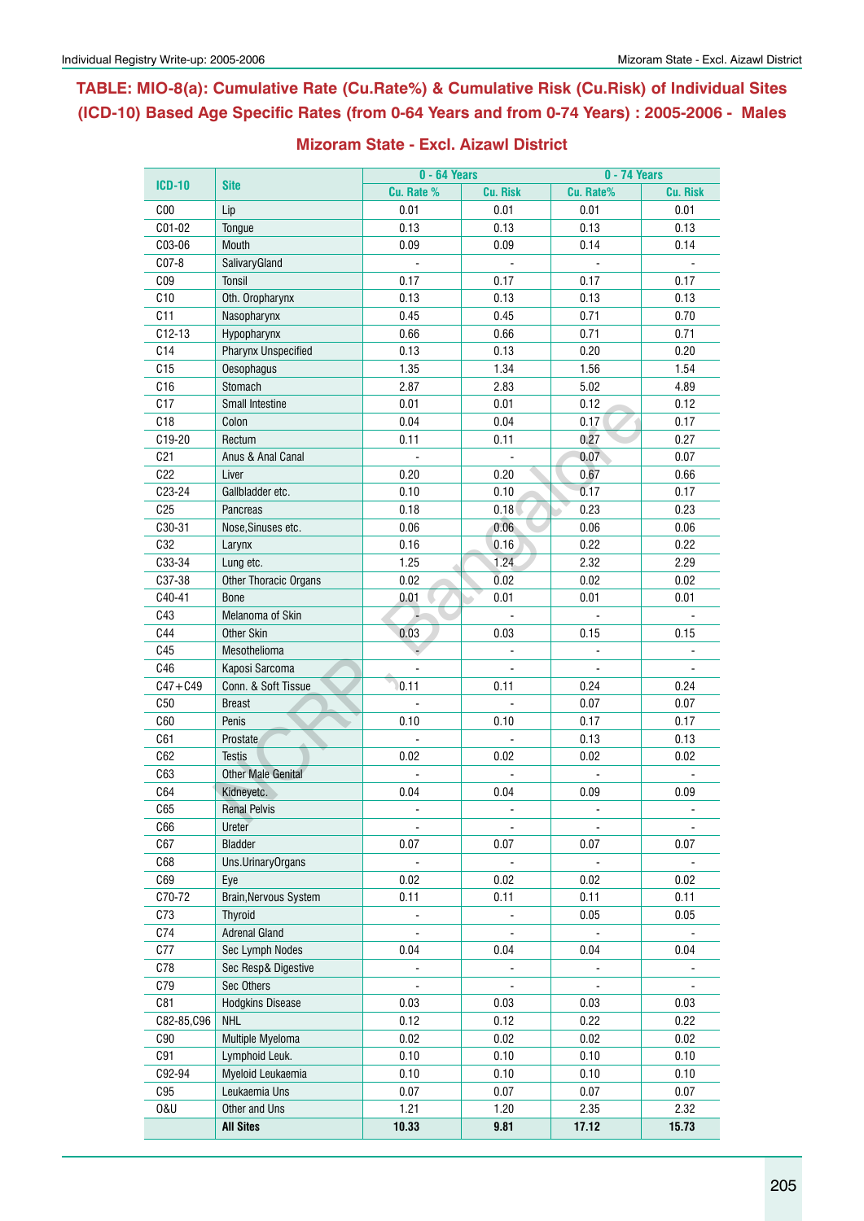## TABLE: MIO-8(a): Cumulative Rate (Cu.Rate%) & Cumulative Risk (Cu.Risk) of Individual Sites (ICD-10) Based Age Specific Rates (from 0-64 Years and from 0-74 Years) : 2005-2006 - Males

### Mizoram State - Excl. Aizawl District

| ICD-10 | Site | 0 - 64 Years | | 0 - 74 Years | |
|---|---|---|---|---|---|
| | | Cu. Rate % | Cu. Risk | Cu. Rate% | Cu. Risk |
| C00 | Lip | 0.01 | 0.01 | 0.01 | 0.01 |
| C01-02 | Tongue | 0.13 | 0.13 | 0.13 | 0.13 |
| C03-06 | Mouth | 0.09 | 0.09 | 0.14 | 0.14 |
| C07-8 | SalivaryGland | - | - | - | - |
| C09 | Tonsil | 0.17 | 0.17 | 0.17 | 0.17 |
| C10 | Oth. Oropharynx | 0.13 | 0.13 | 0.13 | 0.13 |
| C11 | Nasopharynx | 0.45 | 0.45 | 0.71 | 0.70 |
| C12-13 | Hypopharynx | 0.66 | 0.66 | 0.71 | 0.71 |
| C14 | Pharynx Unspecified | 0.13 | 0.13 | 0.20 | 0.20 |
| C15 | Oesophagus | 1.35 | 1.34 | 1.56 | 1.54 |
| C16 | Stomach | 2.87 | 2.83 | 5.02 | 4.89 |
| C17 | Small Intestine | 0.01 | 0.01 | 0.12 | 0.12 |
| C18 | Colon | 0.04 | 0.04 | 0.17 | 0.17 |
| C19-20 | Rectum | 0.11 | 0.11 | 0.27 | 0.27 |
| C21 | Anus & Anal Canal | - | - | 0.07 | 0.07 |
| C22 | Liver | 0.20 | 0.20 | 0.67 | 0.66 |
| C23-24 | Gallbladder etc. | 0.10 | 0.10 | 0.17 | 0.17 |
| C25 | Pancreas | 0.18 | 0.18 | 0.23 | 0.23 |
| C30-31 | Nose,Sinuses etc. | 0.06 | 0.06 | 0.06 | 0.06 |
| C32 | Larynx | 0.16 | 0.16 | 0.22 | 0.22 |
| C33-34 | Lung etc. | 1.25 | 1.24 | 2.32 | 2.29 |
| C37-38 | Other Thoracic Organs | 0.02 | 0.02 | 0.02 | 0.02 |
| C40-41 | Bone | 0.01 | 0.01 | 0.01 | 0.01 |
| C43 | Melanoma of Skin | - | - | - | - |
| C44 | Other Skin | 0.03 | 0.03 | 0.15 | 0.15 |
| C45 | Mesothelioma | - | - | - | - |
| C46 | Kaposi Sarcoma | - | - | - | - |
| C47+C49 | Conn. & Soft Tissue | 0.11 | 0.11 | 0.24 | 0.24 |
| C50 | Breast | - | - | 0.07 | 0.07 |
| C60 | Penis | 0.10 | 0.10 | 0.17 | 0.17 |
| C61 | Prostate | - | - | 0.13 | 0.13 |
| C62 | Testis | 0.02 | 0.02 | 0.02 | 0.02 |
| C63 | Other Male Genital | - | - | - | - |
| C64 | Kidneyetc. | 0.04 | 0.04 | 0.09 | 0.09 |
| C65 | Renal Pelvis | - | - | - | - |
| C66 | Ureter | - | - | - | - |
| C67 | Bladder | 0.07 | 0.07 | 0.07 | 0.07 |
| C68 | Uns.UrinaryOrgans | - | - | - | - |
| C69 | Eye | 0.02 | 0.02 | 0.02 | 0.02 |
| C70-72 | Brain,Nervous System | 0.11 | 0.11 | 0.11 | 0.11 |
| C73 | Thyroid | - | - | 0.05 | 0.05 |
| C74 | Adrenal Gland | - | - | - | - |
| C77 | Sec Lymph Nodes | 0.04 | 0.04 | 0.04 | 0.04 |
| C78 | Sec Resp& Digestive | - | - | - | - |
| C79 | Sec Others | - | - | - | - |
| C81 | Hodgkins Disease | 0.03 | 0.03 | 0.03 | 0.03 |
| C82-85,C96 | NHL | 0.12 | 0.12 | 0.22 | 0.22 |
| C90 | Multiple Myeloma | 0.02 | 0.02 | 0.02 | 0.02 |
| C91 | Lymphoid Leuk. | 0.10 | 0.10 | 0.10 | 0.10 |
| C92-94 | Myeloid Leukaemia | 0.10 | 0.10 | 0.10 | 0.10 |
| C95 | Leukaemia Uns | 0.07 | 0.07 | 0.07 | 0.07 |
| 0&U | Other and Uns | 1.21 | 1.20 | 2.35 | 2.32 |
| | **All Sites** | **10.33** | **9.81** | **17.12** | **15.73** |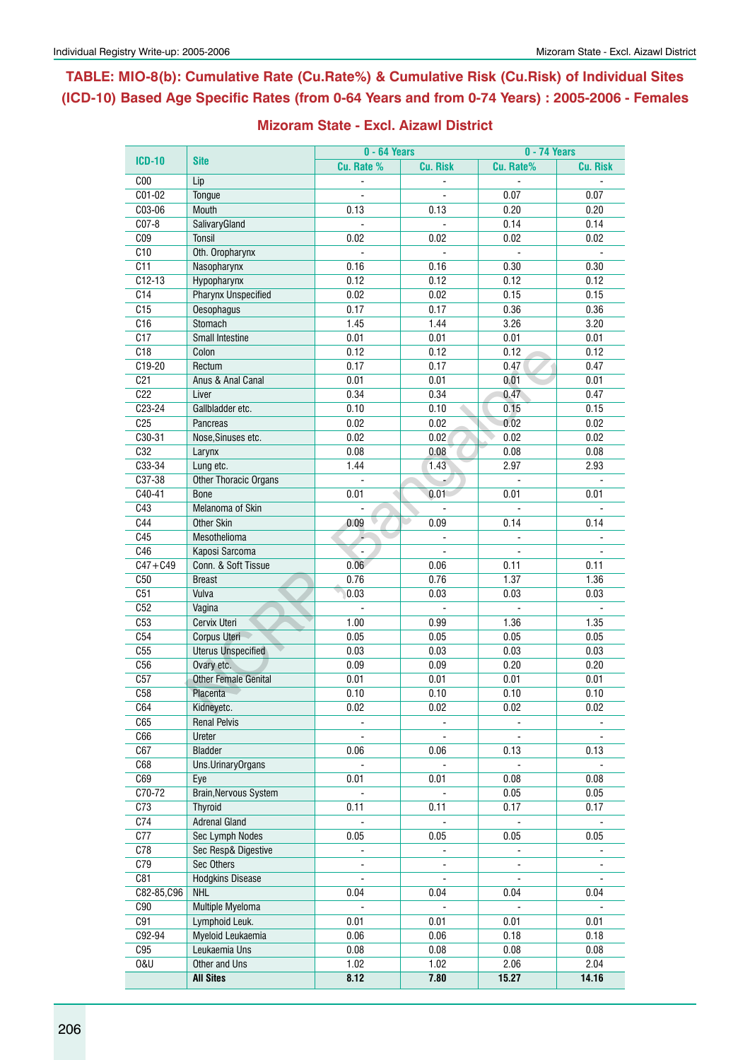## TABLE: MIO-8(b): Cumulative Rate (Cu.Rate%) & Cumulative Risk (Cu.Risk) of Individual Sites (ICD-10) Based Age Specific Rates (from 0-64 Years and from 0-74 Years) : 2005-2006 - Females

### Mizoram State - Excl. Aizawl District

| ICD-10 | Site | 0 - 64 Years | | 0 - 74 Years | |
|---|---|---|---|---|---|
| | | Cu. Rate % | Cu. Risk | Cu. Rate% | Cu. Risk |
| C00 | Lip | - | - | - | - |
| C01-02 | Tongue | - | - | 0.07 | 0.07 |
| C03-06 | Mouth | 0.13 | 0.13 | 0.20 | 0.20 |
| C07-8 | SalivaryGland | - | - | 0.14 | 0.14 |
| C09 | Tonsil | 0.02 | 0.02 | 0.02 | 0.02 |
| C10 | Oth. Oropharynx | - | - | - | - |
| C11 | Nasopharynx | 0.16 | 0.16 | 0.30 | 0.30 |
| C12-13 | Hypopharynx | 0.12 | 0.12 | 0.12 | 0.12 |
| C14 | Pharynx Unspecified | 0.02 | 0.02 | 0.15 | 0.15 |
| C15 | Oesophagus | 0.17 | 0.17 | 0.36 | 0.36 |
| C16 | Stomach | 1.45 | 1.44 | 3.26 | 3.20 |
| C17 | Small Intestine | 0.01 | 0.01 | 0.01 | 0.01 |
| C18 | Colon | 0.12 | 0.12 | 0.12 | 0.12 |
| C19-20 | Rectum | 0.17 | 0.17 | 0.47 | 0.47 |
| C21 | Anus & Anal Canal | 0.01 | 0.01 | 0.01 | 0.01 |
| C22 | Liver | 0.34 | 0.34 | 0.47 | 0.47 |
| C23-24 | Gallbladder etc. | 0.10 | 0.10 | 0.15 | 0.15 |
| C25 | Pancreas | 0.02 | 0.02 | 0.02 | 0.02 |
| C30-31 | Nose,Sinuses etc. | 0.02 | 0.02 | 0.02 | 0.02 |
| C32 | Larynx | 0.08 | 0.08 | 0.08 | 0.08 |
| C33-34 | Lung etc. | 1.44 | 1.43 | 2.97 | 2.93 |
| C37-38 | Other Thoracic Organs | - | - | - | - |
| C40-41 | Bone | 0.01 | 0.01 | 0.01 | 0.01 |
| C43 | Melanoma of Skin | - | - | - | - |
| C44 | Other Skin | 0.09 | 0.09 | 0.14 | 0.14 |
| C45 | Mesothelioma | - | - | - | - |
| C46 | Kaposi Sarcoma | - | - | - | - |
| C47+C49 | Conn. & Soft Tissue | 0.06 | 0.06 | 0.11 | 0.11 |
| C50 | Breast | 0.76 | 0.76 | 1.37 | 1.36 |
| C51 | Vulva | 0.03 | 0.03 | 0.03 | 0.03 |
| C52 | Vagina | - | - | - | - |
| C53 | Cervix Uteri | 1.00 | 0.99 | 1.36 | 1.35 |
| C54 | Corpus Uteri | 0.05 | 0.05 | 0.05 | 0.05 |
| C55 | Uterus Unspecified | 0.03 | 0.03 | 0.03 | 0.03 |
| C56 | Ovary etc. | 0.09 | 0.09 | 0.20 | 0.20 |
| C57 | Other Female Genital | 0.01 | 0.01 | 0.01 | 0.01 |
| C58 | Placenta | 0.10 | 0.10 | 0.10 | 0.10 |
| C64 | Kidneyetc. | 0.02 | 0.02 | 0.02 | 0.02 |
| C65 | Renal Pelvis | - | - | - | - |
| C66 | Ureter | - | - | - | - |
| C67 | Bladder | 0.06 | 0.06 | 0.13 | 0.13 |
| C68 | Uns.UrinaryOrgans | - | - | - | - |
| C69 | Eye | 0.01 | 0.01 | 0.08 | 0.08 |
| C70-72 | Brain,Nervous System | - | - | 0.05 | 0.05 |
| C73 | Thyroid | 0.11 | 0.11 | 0.17 | 0.17 |
| C74 | Adrenal Gland | - | - | - | - |
| C77 | Sec Lymph Nodes | 0.05 | 0.05 | 0.05 | 0.05 |
| C78 | Sec Resp& Digestive | - | - | - | - |
| C79 | Sec Others | - | - | - | - |
| C81 | Hodgkins Disease | - | - | - | - |
| C82-85,C96 | NHL | 0.04 | 0.04 | 0.04 | 0.04 |
| C90 | Multiple Myeloma | - | - | - | - |
| C91 | Lymphoid Leuk. | 0.01 | 0.01 | 0.01 | 0.01 |
| C92-94 | Myeloid Leukaemia | 0.06 | 0.06 | 0.18 | 0.18 |
| C95 | Leukaemia Uns | 0.08 | 0.08 | 0.08 | 0.08 |
| O&U | Other and Uns | 1.02 | 1.02 | 2.06 | 2.04 |
| | **All Sites** | **8.12** | **7.80** | **15.27** | **14.16** |